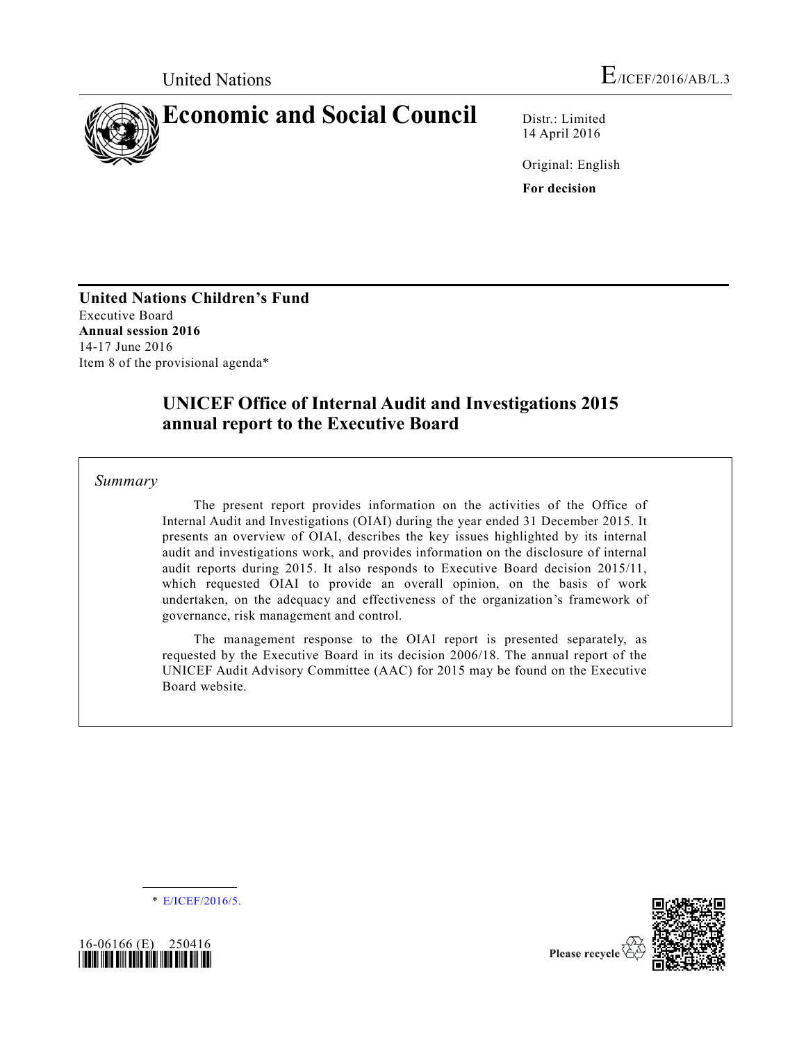United Nations

E/ICEF/2016/AB/L.3

# Economic and Social Council

Distr.: Limited
14 April 2016

Original: English

**For decision**

**United Nations Children's Fund**
Executive Board
**Annual session 2016**
14-17 June 2016
Item 8 of the provisional agenda*

## UNICEF Office of Internal Audit and Investigations 2015 annual report to the Executive Board

*Summary*

The present report provides information on the activities of the Office of Internal Audit and Investigations (OIAI) during the year ended 31 December 2015. It presents an overview of OIAI, describes the key issues highlighted by its internal audit and investigations work, and provides information on the disclosure of internal audit reports during 2015. It also responds to Executive Board decision 2015/11, which requested OIAI to provide an overall opinion, on the basis of work undertaken, on the adequacy and effectiveness of the organization's framework of governance, risk management and control.

The management response to the OIAI report is presented separately, as requested by the Executive Board in its decision 2006/18. The annual report of the UNICEF Audit Advisory Committee (AAC) for 2015 may be found on the Executive Board website.

\* E/ICEF/2016/5.

16-06166 (E) 250416

Please recycle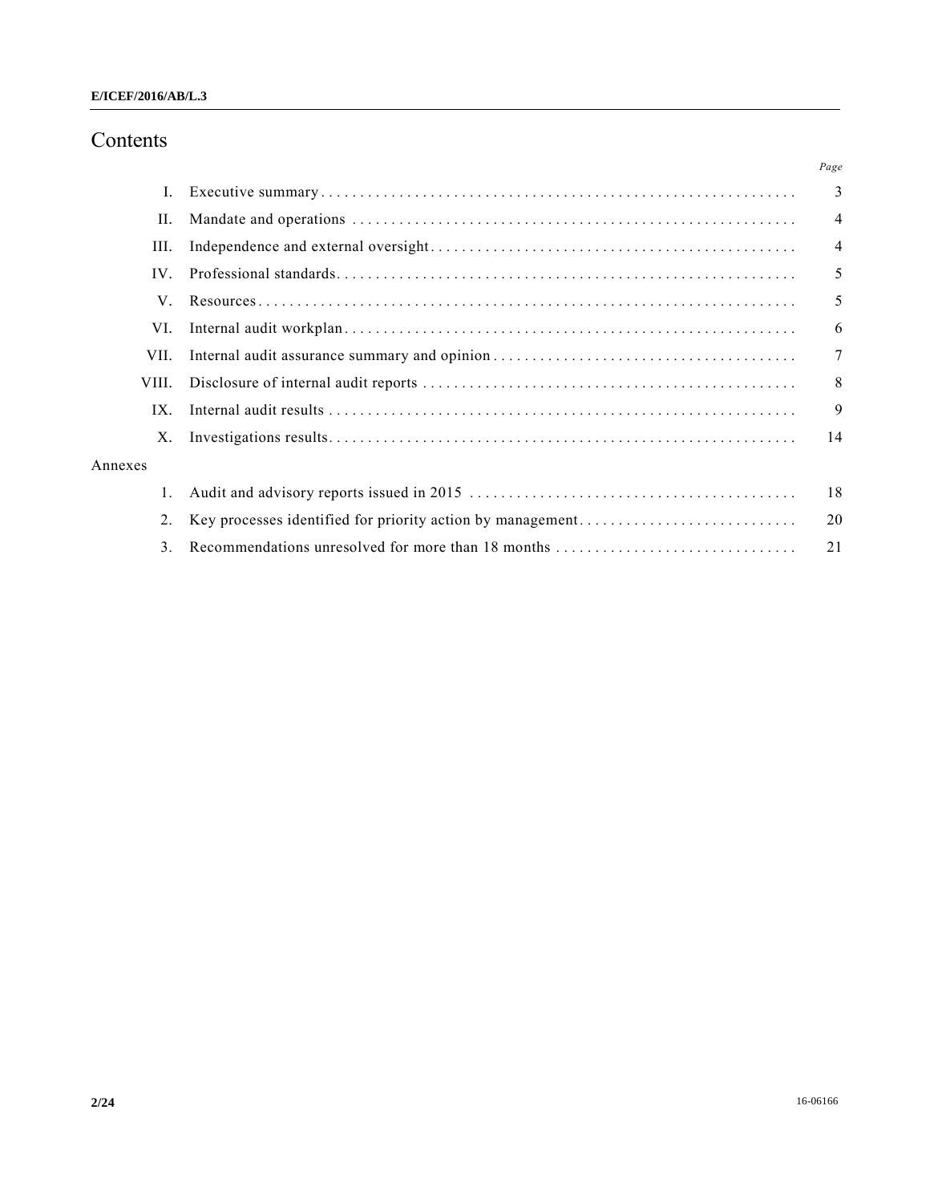# Contents

| | | Page |
|---|---|---|
| I. | Executive summary | 3 |
| II. | Mandate and operations | 4 |
| III. | Independence and external oversight | 4 |
| IV. | Professional standards | 5 |
| V. | Resources | 5 |
| VI. | Internal audit workplan | 6 |
| VII. | Internal audit assurance summary and opinion | 7 |
| VIII. | Disclosure of internal audit reports | 8 |
| IX. | Internal audit results | 9 |
| X. | Investigations results | 14 |
| Annexes | | |
| 1. | Audit and advisory reports issued in 2015 | 18 |
| 2. | Key processes identified for priority action by management | 20 |
| 3. | Recommendations unresolved for more than 18 months | 21 |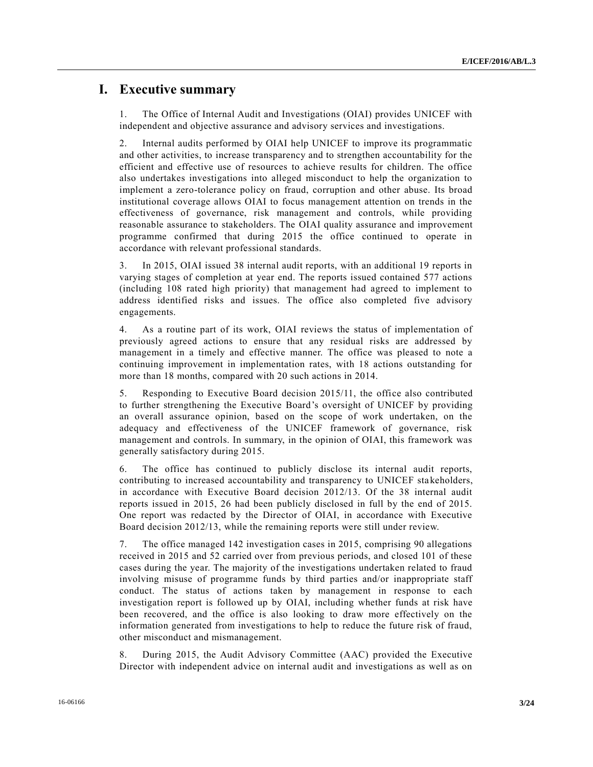# I. Executive summary

1. The Office of Internal Audit and Investigations (OIAI) provides UNICEF with independent and objective assurance and advisory services and investigations.

2. Internal audits performed by OIAI help UNICEF to improve its programmatic and other activities, to increase transparency and to strengthen accountability for the efficient and effective use of resources to achieve results for children. The office also undertakes investigations into alleged misconduct to help the organization to implement a zero-tolerance policy on fraud, corruption and other abuse. Its broad institutional coverage allows OIAI to focus management attention on trends in the effectiveness of governance, risk management and controls, while providing reasonable assurance to stakeholders. The OIAI quality assurance and improvement programme confirmed that during 2015 the office continued to operate in accordance with relevant professional standards.

3. In 2015, OIAI issued 38 internal audit reports, with an additional 19 reports in varying stages of completion at year end. The reports issued contained 577 actions (including 108 rated high priority) that management had agreed to implement to address identified risks and issues. The office also completed five advisory engagements.

4. As a routine part of its work, OIAI reviews the status of implementation of previously agreed actions to ensure that any residual risks are addressed by management in a timely and effective manner. The office was pleased to note a continuing improvement in implementation rates, with 18 actions outstanding for more than 18 months, compared with 20 such actions in 2014.

5. Responding to Executive Board decision 2015/11, the office also contributed to further strengthening the Executive Board's oversight of UNICEF by providing an overall assurance opinion, based on the scope of work undertaken, on the adequacy and effectiveness of the UNICEF framework of governance, risk management and controls. In summary, in the opinion of OIAI, this framework was generally satisfactory during 2015.

6. The office has continued to publicly disclose its internal audit reports, contributing to increased accountability and transparency to UNICEF stakeholders, in accordance with Executive Board decision 2012/13. Of the 38 internal audit reports issued in 2015, 26 had been publicly disclosed in full by the end of 2015. One report was redacted by the Director of OIAI, in accordance with Executive Board decision 2012/13, while the remaining reports were still under review.

7. The office managed 142 investigation cases in 2015, comprising 90 allegations received in 2015 and 52 carried over from previous periods, and closed 101 of these cases during the year. The majority of the investigations undertaken related to fraud involving misuse of programme funds by third parties and/or inappropriate staff conduct. The status of actions taken by management in response to each investigation report is followed up by OIAI, including whether funds at risk have been recovered, and the office is also looking to draw more effectively on the information generated from investigations to help to reduce the future risk of fraud, other misconduct and mismanagement.

8. During 2015, the Audit Advisory Committee (AAC) provided the Executive Director with independent advice on internal audit and investigations as well as on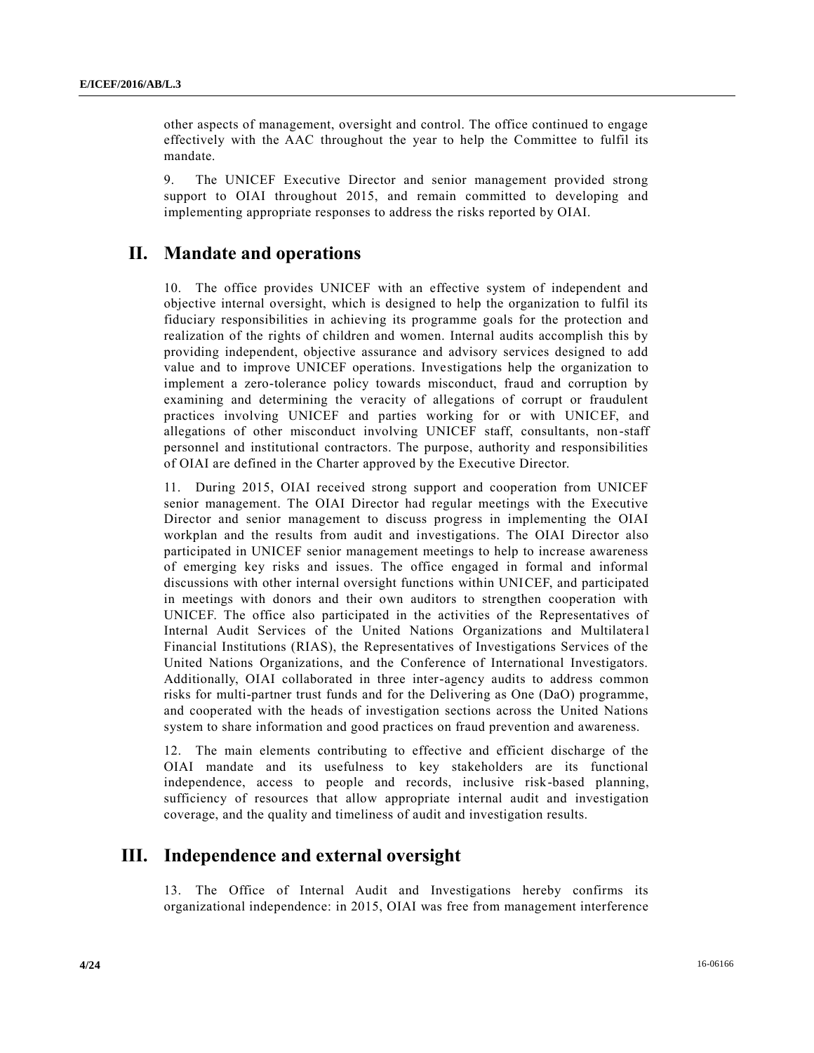other aspects of management, oversight and control. The office continued to engage effectively with the AAC throughout the year to help the Committee to fulfil its mandate.

9. The UNICEF Executive Director and senior management provided strong support to OIAI throughout 2015, and remain committed to developing and implementing appropriate responses to address the risks reported by OIAI.

# II. Mandate and operations

10. The office provides UNICEF with an effective system of independent and objective internal oversight, which is designed to help the organization to fulfil its fiduciary responsibilities in achieving its programme goals for the protection and realization of the rights of children and women. Internal audits accomplish this by providing independent, objective assurance and advisory services designed to add value and to improve UNICEF operations. Investigations help the organization to implement a zero-tolerance policy towards misconduct, fraud and corruption by examining and determining the veracity of allegations of corrupt or fraudulent practices involving UNICEF and parties working for or with UNICEF, and allegations of other misconduct involving UNICEF staff, consultants, non-staff personnel and institutional contractors. The purpose, authority and responsibilities of OIAI are defined in the Charter approved by the Executive Director.

11. During 2015, OIAI received strong support and cooperation from UNICEF senior management. The OIAI Director had regular meetings with the Executive Director and senior management to discuss progress in implementing the OIAI workplan and the results from audit and investigations. The OIAI Director also participated in UNICEF senior management meetings to help to increase awareness of emerging key risks and issues. The office engaged in formal and informal discussions with other internal oversight functions within UNICEF, and participated in meetings with donors and their own auditors to strengthen cooperation with UNICEF. The office also participated in the activities of the Representatives of Internal Audit Services of the United Nations Organizations and Multilateral Financial Institutions (RIAS), the Representatives of Investigations Services of the United Nations Organizations, and the Conference of International Investigators. Additionally, OIAI collaborated in three inter-agency audits to address common risks for multi-partner trust funds and for the Delivering as One (DaO) programme, and cooperated with the heads of investigation sections across the United Nations system to share information and good practices on fraud prevention and awareness.

12. The main elements contributing to effective and efficient discharge of the OIAI mandate and its usefulness to key stakeholders are its functional independence, access to people and records, inclusive risk-based planning, sufficiency of resources that allow appropriate internal audit and investigation coverage, and the quality and timeliness of audit and investigation results.

# III. Independence and external oversight

13. The Office of Internal Audit and Investigations hereby confirms its organizational independence: in 2015, OIAI was free from management interference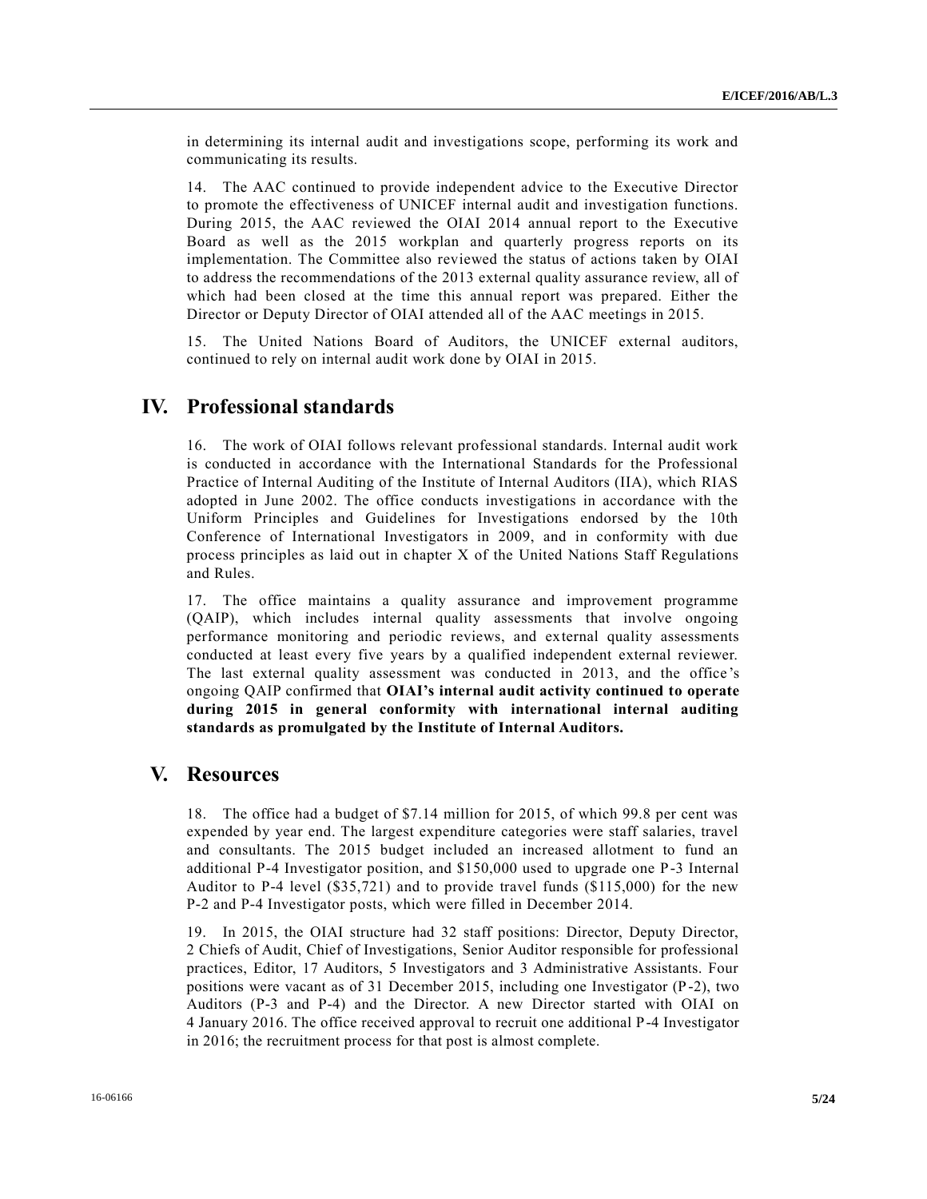in determining its internal audit and investigations scope, performing its work and communicating its results.

14. The AAC continued to provide independent advice to the Executive Director to promote the effectiveness of UNICEF internal audit and investigation functions. During 2015, the AAC reviewed the OIAI 2014 annual report to the Executive Board as well as the 2015 workplan and quarterly progress reports on its implementation. The Committee also reviewed the status of actions taken by OIAI to address the recommendations of the 2013 external quality assurance review, all of which had been closed at the time this annual report was prepared. Either the Director or Deputy Director of OIAI attended all of the AAC meetings in 2015.

15. The United Nations Board of Auditors, the UNICEF external auditors, continued to rely on internal audit work done by OIAI in 2015.

## IV. Professional standards

16. The work of OIAI follows relevant professional standards. Internal audit work is conducted in accordance with the International Standards for the Professional Practice of Internal Auditing of the Institute of Internal Auditors (IIA), which RIAS adopted in June 2002. The office conducts investigations in accordance with the Uniform Principles and Guidelines for Investigations endorsed by the 10th Conference of International Investigators in 2009, and in conformity with due process principles as laid out in chapter X of the United Nations Staff Regulations and Rules.

17. The office maintains a quality assurance and improvement programme (QAIP), which includes internal quality assessments that involve ongoing performance monitoring and periodic reviews, and external quality assessments conducted at least every five years by a qualified independent external reviewer. The last external quality assessment was conducted in 2013, and the office's ongoing QAIP confirmed that **OIAI's internal audit activity continued to operate during 2015 in general conformity with international internal auditing standards as promulgated by the Institute of Internal Auditors.**

## V. Resources

18. The office had a budget of $7.14 million for 2015, of which 99.8 per cent was expended by year end. The largest expenditure categories were staff salaries, travel and consultants. The 2015 budget included an increased allotment to fund an additional P-4 Investigator position, and $150,000 used to upgrade one P-3 Internal Auditor to P-4 level ($35,721) and to provide travel funds ($115,000) for the new P-2 and P-4 Investigator posts, which were filled in December 2014.

19. In 2015, the OIAI structure had 32 staff positions: Director, Deputy Director, 2 Chiefs of Audit, Chief of Investigations, Senior Auditor responsible for professional practices, Editor, 17 Auditors, 5 Investigators and 3 Administrative Assistants. Four positions were vacant as of 31 December 2015, including one Investigator (P-2), two Auditors (P-3 and P-4) and the Director. A new Director started with OIAI on 4 January 2016. The office received approval to recruit one additional P-4 Investigator in 2016; the recruitment process for that post is almost complete.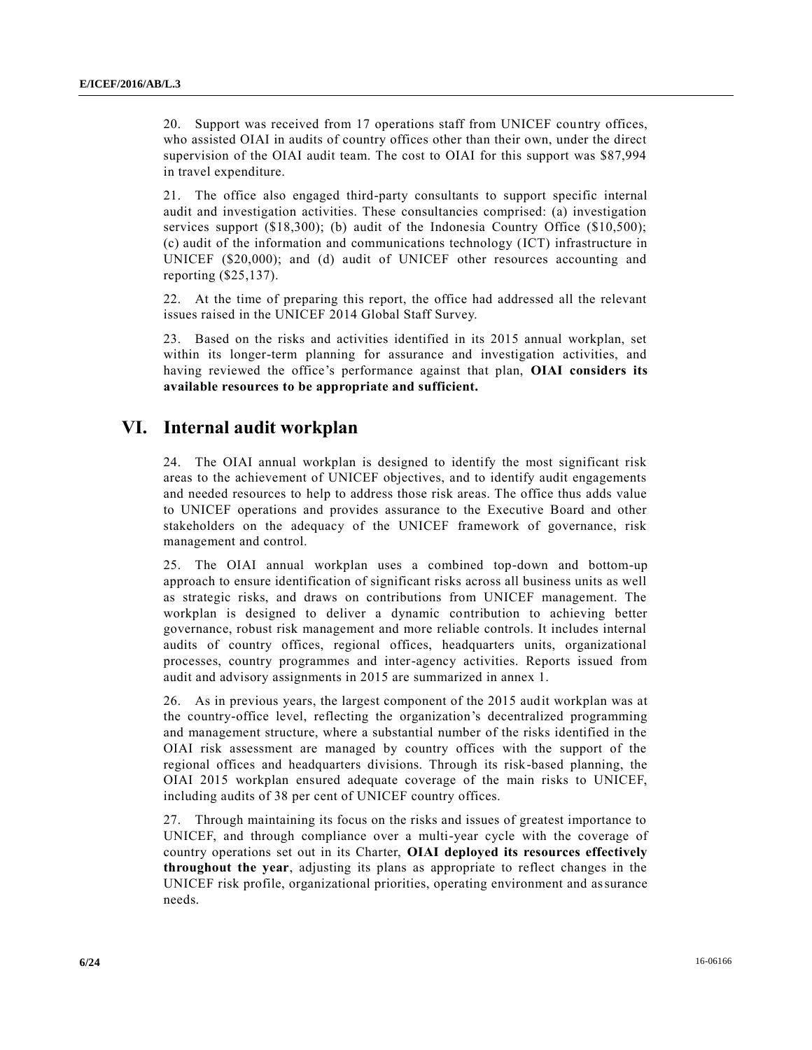20. Support was received from 17 operations staff from UNICEF country offices, who assisted OIAI in audits of country offices other than their own, under the direct supervision of the OIAI audit team. The cost to OIAI for this support was $87,994 in travel expenditure.

21. The office also engaged third-party consultants to support specific internal audit and investigation activities. These consultancies comprised: (a) investigation services support ($18,300); (b) audit of the Indonesia Country Office ($10,500); (c) audit of the information and communications technology (ICT) infrastructure in UNICEF ($20,000); and (d) audit of UNICEF other resources accounting and reporting ($25,137).

22. At the time of preparing this report, the office had addressed all the relevant issues raised in the UNICEF 2014 Global Staff Survey.

23. Based on the risks and activities identified in its 2015 annual workplan, set within its longer-term planning for assurance and investigation activities, and having reviewed the office's performance against that plan, **OIAI considers its available resources to be appropriate and sufficient.**

## VI. Internal audit workplan

24. The OIAI annual workplan is designed to identify the most significant risk areas to the achievement of UNICEF objectives, and to identify audit engagements and needed resources to help to address those risk areas. The office thus adds value to UNICEF operations and provides assurance to the Executive Board and other stakeholders on the adequacy of the UNICEF framework of governance, risk management and control.

25. The OIAI annual workplan uses a combined top-down and bottom-up approach to ensure identification of significant risks across all business units as well as strategic risks, and draws on contributions from UNICEF management. The workplan is designed to deliver a dynamic contribution to achieving better governance, robust risk management and more reliable controls. It includes internal audits of country offices, regional offices, headquarters units, organizational processes, country programmes and inter-agency activities. Reports issued from audit and advisory assignments in 2015 are summarized in annex 1.

26. As in previous years, the largest component of the 2015 audit workplan was at the country-office level, reflecting the organization's decentralized programming and management structure, where a substantial number of the risks identified in the OIAI risk assessment are managed by country offices with the support of the regional offices and headquarters divisions. Through its risk-based planning, the OIAI 2015 workplan ensured adequate coverage of the main risks to UNICEF, including audits of 38 per cent of UNICEF country offices.

27. Through maintaining its focus on the risks and issues of greatest importance to UNICEF, and through compliance over a multi-year cycle with the coverage of country operations set out in its Charter, **OIAI deployed its resources effectively throughout the year**, adjusting its plans as appropriate to reflect changes in the UNICEF risk profile, organizational priorities, operating environment and assurance needs.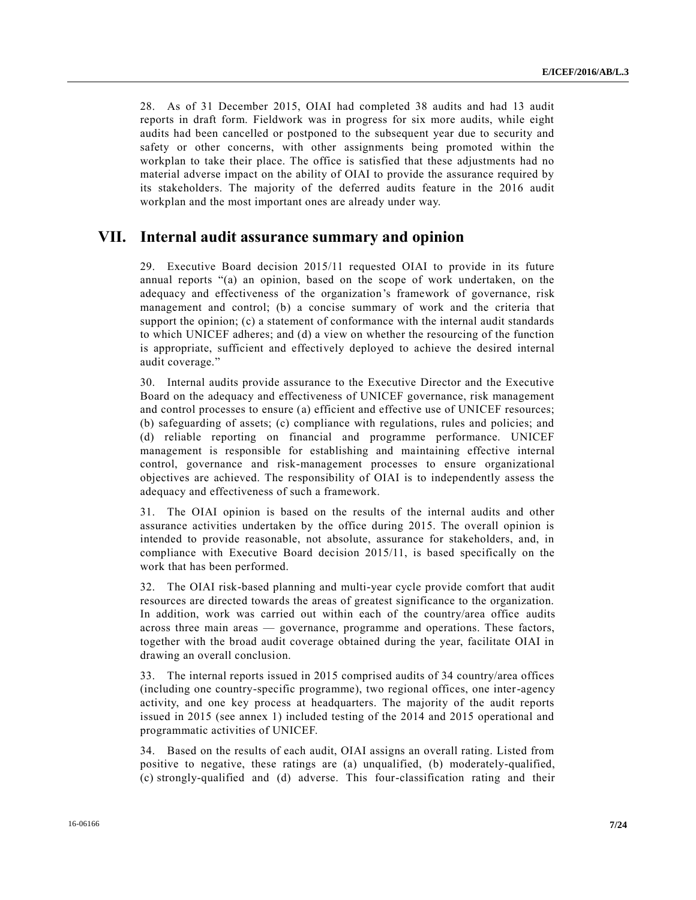28. As of 31 December 2015, OIAI had completed 38 audits and had 13 audit reports in draft form. Fieldwork was in progress for six more audits, while eight audits had been cancelled or postponed to the subsequent year due to security and safety or other concerns, with other assignments being promoted within the workplan to take their place. The office is satisfied that these adjustments had no material adverse impact on the ability of OIAI to provide the assurance required by its stakeholders. The majority of the deferred audits feature in the 2016 audit workplan and the most important ones are already under way.

## VII. Internal audit assurance summary and opinion

29. Executive Board decision 2015/11 requested OIAI to provide in its future annual reports "(a) an opinion, based on the scope of work undertaken, on the adequacy and effectiveness of the organization's framework of governance, risk management and control; (b) a concise summary of work and the criteria that support the opinion; (c) a statement of conformance with the internal audit standards to which UNICEF adheres; and (d) a view on whether the resourcing of the function is appropriate, sufficient and effectively deployed to achieve the desired internal audit coverage."

30. Internal audits provide assurance to the Executive Director and the Executive Board on the adequacy and effectiveness of UNICEF governance, risk management and control processes to ensure (a) efficient and effective use of UNICEF resources; (b) safeguarding of assets; (c) compliance with regulations, rules and policies; and (d) reliable reporting on financial and programme performance. UNICEF management is responsible for establishing and maintaining effective internal control, governance and risk-management processes to ensure organizational objectives are achieved. The responsibility of OIAI is to independently assess the adequacy and effectiveness of such a framework.

31. The OIAI opinion is based on the results of the internal audits and other assurance activities undertaken by the office during 2015. The overall opinion is intended to provide reasonable, not absolute, assurance for stakeholders, and, in compliance with Executive Board decision 2015/11, is based specifically on the work that has been performed.

32. The OIAI risk-based planning and multi-year cycle provide comfort that audit resources are directed towards the areas of greatest significance to the organization. In addition, work was carried out within each of the country/area office audits across three main areas — governance, programme and operations. These factors, together with the broad audit coverage obtained during the year, facilitate OIAI in drawing an overall conclusion.

33. The internal reports issued in 2015 comprised audits of 34 country/area offices (including one country-specific programme), two regional offices, one inter-agency activity, and one key process at headquarters. The majority of the audit reports issued in 2015 (see annex 1) included testing of the 2014 and 2015 operational and programmatic activities of UNICEF.

34. Based on the results of each audit, OIAI assigns an overall rating. Listed from positive to negative, these ratings are (a) unqualified, (b) moderately-qualified, (c) strongly-qualified and (d) adverse. This four-classification rating and their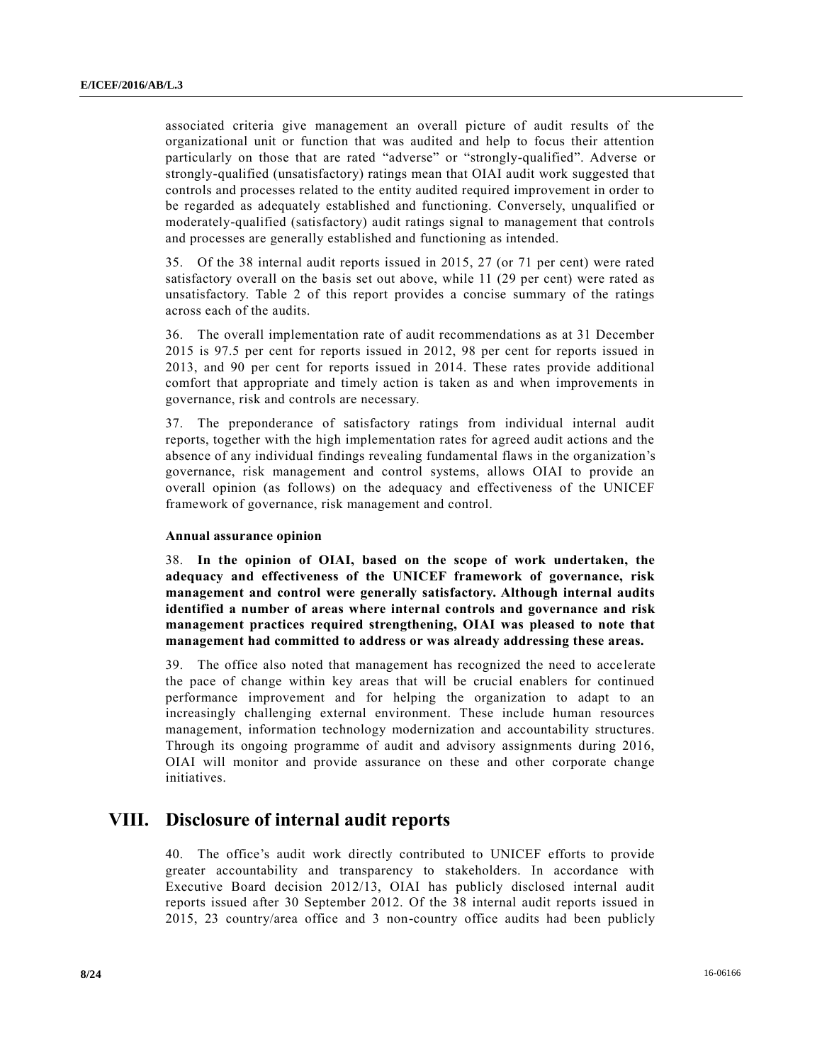associated criteria give management an overall picture of audit results of the organizational unit or function that was audited and help to focus their attention particularly on those that are rated "adverse" or "strongly-qualified". Adverse or strongly-qualified (unsatisfactory) ratings mean that OIAI audit work suggested that controls and processes related to the entity audited required improvement in order to be regarded as adequately established and functioning. Conversely, unqualified or moderately-qualified (satisfactory) audit ratings signal to management that controls and processes are generally established and functioning as intended.

35. Of the 38 internal audit reports issued in 2015, 27 (or 71 per cent) were rated satisfactory overall on the basis set out above, while 11 (29 per cent) were rated as unsatisfactory. Table 2 of this report provides a concise summary of the ratings across each of the audits.

36. The overall implementation rate of audit recommendations as at 31 December 2015 is 97.5 per cent for reports issued in 2012, 98 per cent for reports issued in 2013, and 90 per cent for reports issued in 2014. These rates provide additional comfort that appropriate and timely action is taken as and when improvements in governance, risk and controls are necessary.

37. The preponderance of satisfactory ratings from individual internal audit reports, together with the high implementation rates for agreed audit actions and the absence of any individual findings revealing fundamental flaws in the organization's governance, risk management and control systems, allows OIAI to provide an overall opinion (as follows) on the adequacy and effectiveness of the UNICEF framework of governance, risk management and control.

**Annual assurance opinion**

38. **In the opinion of OIAI, based on the scope of work undertaken, the adequacy and effectiveness of the UNICEF framework of governance, risk management and control were generally satisfactory. Although internal audits identified a number of areas where internal controls and governance and risk management practices required strengthening, OIAI was pleased to note that management had committed to address or was already addressing these areas.**

39. The office also noted that management has recognized the need to accelerate the pace of change within key areas that will be crucial enablers for continued performance improvement and for helping the organization to adapt to an increasingly challenging external environment. These include human resources management, information technology modernization and accountability structures. Through its ongoing programme of audit and advisory assignments during 2016, OIAI will monitor and provide assurance on these and other corporate change initiatives.

## VIII. Disclosure of internal audit reports

40. The office's audit work directly contributed to UNICEF efforts to provide greater accountability and transparency to stakeholders. In accordance with Executive Board decision 2012/13, OIAI has publicly disclosed internal audit reports issued after 30 September 2012. Of the 38 internal audit reports issued in 2015, 23 country/area office and 3 non-country office audits had been publicly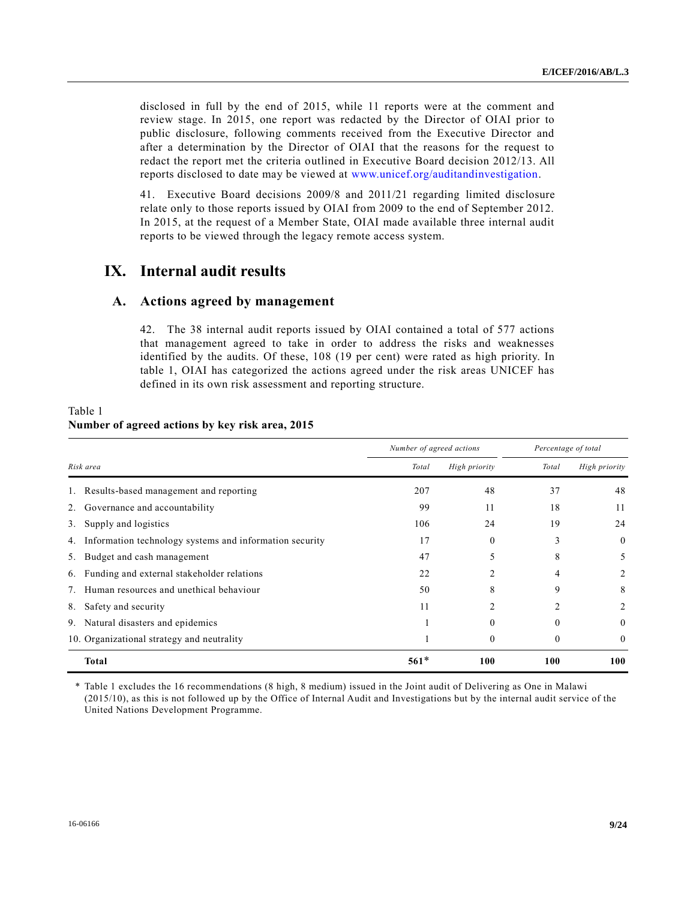disclosed in full by the end of 2015, while 11 reports were at the comment and review stage. In 2015, one report was redacted by the Director of OIAI prior to public disclosure, following comments received from the Executive Director and after a determination by the Director of OIAI that the reasons for the request to redact the report met the criteria outlined in Executive Board decision 2012/13. All reports disclosed to date may be viewed at www.unicef.org/auditandinvestigation.

41. Executive Board decisions 2009/8 and 2011/21 regarding limited disclosure relate only to those reports issued by OIAI from 2009 to the end of September 2012. In 2015, at the request of a Member State, OIAI made available three internal audit reports to be viewed through the legacy remote access system.

# IX. Internal audit results

## A. Actions agreed by management

42. The 38 internal audit reports issued by OIAI contained a total of 577 actions that management agreed to take in order to address the risks and weaknesses identified by the audits. Of these, 108 (19 per cent) were rated as high priority. In table 1, OIAI has categorized the actions agreed under the risk areas UNICEF has defined in its own risk assessment and reporting structure.

Table 1
**Number of agreed actions by key risk area, 2015**

| | *Number of agreed actions* | | *Percentage of total* | |
|---|---|---|---|---|
| *Risk area* | *Total* | *High priority* | *Total* | *High priority* |
| 1. Results-based management and reporting | 207 | 48 | 37 | 48 |
| 2. Governance and accountability | 99 | 11 | 18 | 11 |
| 3. Supply and logistics | 106 | 24 | 19 | 24 |
| 4. Information technology systems and information security | 17 | 0 | 3 | 0 |
| 5. Budget and cash management | 47 | 5 | 8 | 5 |
| 6. Funding and external stakeholder relations | 22 | 2 | 4 | 2 |
| 7. Human resources and unethical behaviour | 50 | 8 | 9 | 8 |
| 8. Safety and security | 11 | 2 | 2 | 2 |
| 9. Natural disasters and epidemics | 1 | 0 | 0 | 0 |
| 10. Organizational strategy and neutrality | 1 | 0 | 0 | 0 |
| **Total** | **561*** | **100** | **100** | **100** |

\* Table 1 excludes the 16 recommendations (8 high, 8 medium) issued in the Joint audit of Delivering as One in Malawi (2015/10), as this is not followed up by the Office of Internal Audit and Investigations but by the internal audit service of the United Nations Development Programme.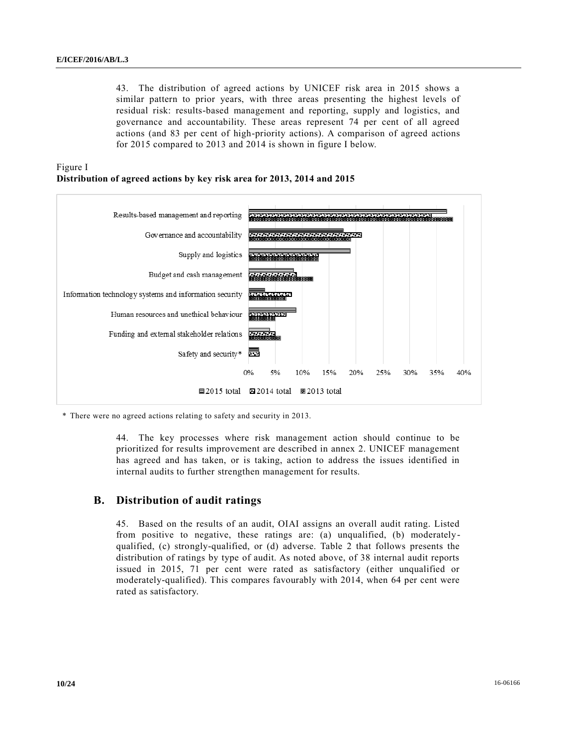43. The distribution of agreed actions by UNICEF risk area in 2015 shows a similar pattern to prior years, with three areas presenting the highest levels of residual risk: results-based management and reporting, supply and logistics, and governance and accountability. These areas represent 74 per cent of all agreed actions (and 83 per cent of high-priority actions). A comparison of agreed actions for 2015 compared to 2013 and 2014 is shown in figure I below.

Figure I
**Distribution of agreed actions by key risk area for 2013, 2014 and 2015**

\* There were no agreed actions relating to safety and security in 2013.

44. The key processes where risk management action should continue to be prioritized for results improvement are described in annex 2. UNICEF management has agreed and has taken, or is taking, action to address the issues identified in internal audits to further strengthen management for results.

## B. Distribution of audit ratings

45. Based on the results of an audit, OIAI assigns an overall audit rating. Listed from positive to negative, these ratings are: (a) unqualified, (b) moderately-qualified, (c) strongly-qualified, or (d) adverse. Table 2 that follows presents the distribution of ratings by type of audit. As noted above, of 38 internal audit reports issued in 2015, 71 per cent were rated as satisfactory (either unqualified or moderately-qualified). This compares favourably with 2014, when 64 per cent were rated as satisfactory.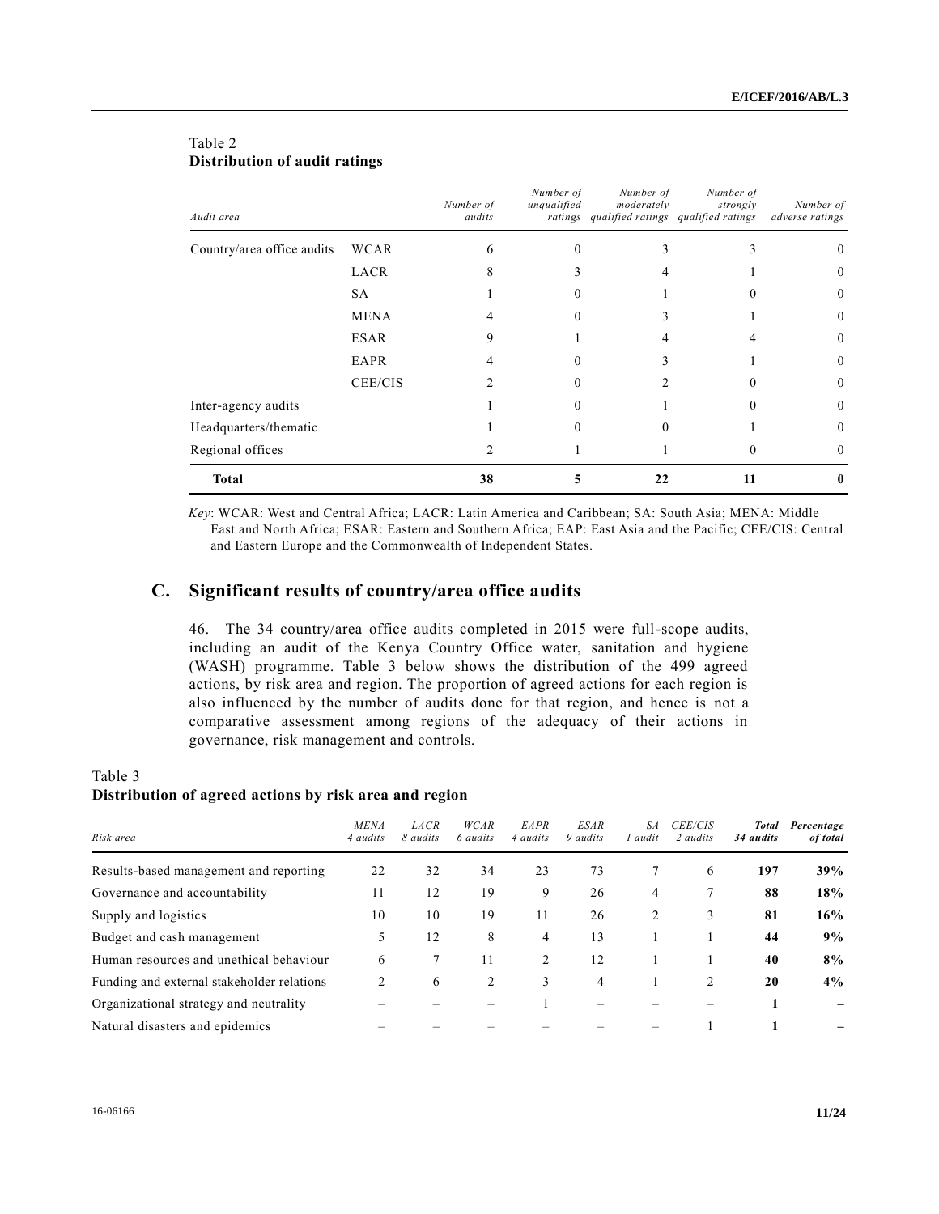Table 2
**Distribution of audit ratings**

| *Audit area* | | *Number of audits* | *Number of unqualified ratings* | *Number of moderately qualified ratings* | *Number of strongly qualified ratings* | *Number of adverse ratings* |
|---|---|---|---|---|---|---|
| Country/area office audits | WCAR | 6 | 0 | 3 | 3 | 0 |
| | LACR | 8 | 3 | 4 | 1 | 0 |
| | SA | 1 | 0 | 1 | 0 | 0 |
| | MENA | 4 | 0 | 3 | 1 | 0 |
| | ESAR | 9 | 1 | 4 | 4 | 0 |
| | EAPR | 4 | 0 | 3 | 1 | 0 |
| | CEE/CIS | 2 | 0 | 2 | 0 | 0 |
| Inter-agency audits | | 1 | 0 | 1 | 0 | 0 |
| Headquarters/thematic | | 1 | 0 | 0 | 1 | 0 |
| Regional offices | | 2 | 1 | 1 | 0 | 0 |
| **Total** | | **38** | **5** | **22** | **11** | **0** |

*Key*: WCAR: West and Central Africa; LACR: Latin America and Caribbean; SA: South Asia; MENA: Middle East and North Africa; ESAR: Eastern and Southern Africa; EAP: East Asia and the Pacific; CEE/CIS: Central and Eastern Europe and the Commonwealth of Independent States.

## C. Significant results of country/area office audits

46. The 34 country/area office audits completed in 2015 were full-scope audits, including an audit of the Kenya Country Office water, sanitation and hygiene (WASH) programme. Table 3 below shows the distribution of the 499 agreed actions, by risk area and region. The proportion of agreed actions for each region is also influenced by the number of audits done for that region, and hence is not a comparative assessment among regions of the adequacy of their actions in governance, risk management and controls.

Table 3
**Distribution of agreed actions by risk area and region**

| *Risk area* | *MENA 4 audits* | *LACR 8 audits* | *WCAR 6 audits* | *EAPR 4 audits* | *ESAR 9 audits* | *SA 1 audit* | *CEE/CIS 2 audits* | ***Total* *34 audits*** | *Percentage of total* |
|---|---|---|---|---|---|---|---|---|---|
| Results-based management and reporting | 22 | 32 | 34 | 23 | 73 | 7 | 6 | **197** | **39%** |
| Governance and accountability | 11 | 12 | 19 | 9 | 26 | 4 | 7 | **88** | **18%** |
| Supply and logistics | 10 | 10 | 19 | 11 | 26 | 2 | 3 | **81** | **16%** |
| Budget and cash management | 5 | 12 | 8 | 4 | 13 | 1 | 1 | **44** | **9%** |
| Human resources and unethical behaviour | 6 | 7 | 11 | 2 | 12 | 1 | 1 | **40** | **8%** |
| Funding and external stakeholder relations | 2 | 6 | 2 | 3 | 4 | 1 | 2 | **20** | **4%** |
| Organizational strategy and neutrality | – | – | – | 1 | – | – | – | **1** | **–** |
| Natural disasters and epidemics | – | – | – | – | – | – | 1 | **1** | **–** |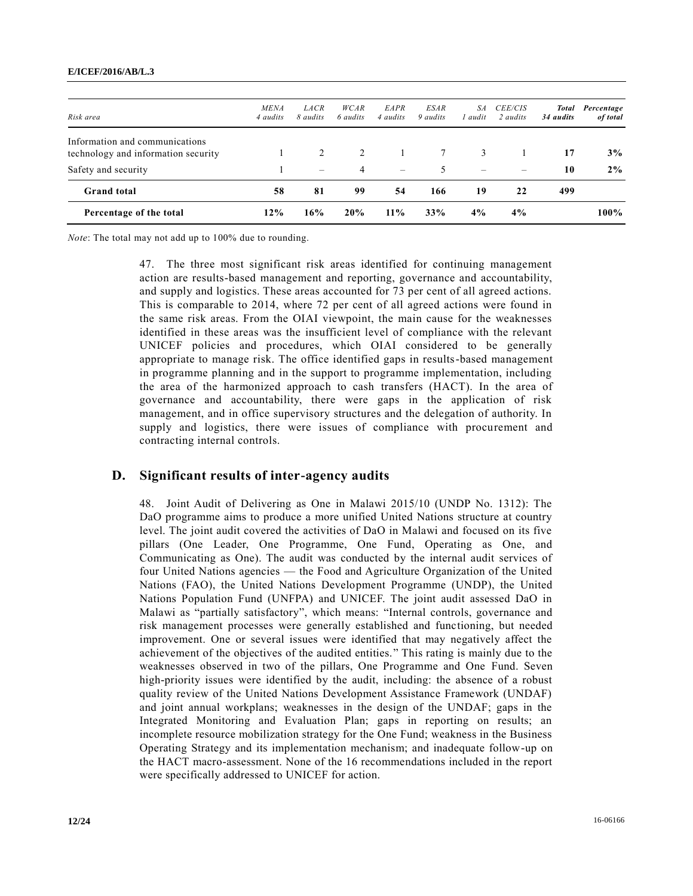| Risk area | MENA 4 audits | LACR 8 audits | WCAR 6 audits | EAPR 4 audits | ESAR 9 audits | SA 1 audit | CEE/CIS 2 audits | Total 34 audits | Percentage of total |
|---|---|---|---|---|---|---|---|---|---|
| Information and communications technology and information security | 1 | 2 | 2 | 1 | 7 | 3 | 1 | **17** | **3%** |
| Safety and security | 1 | – | 4 | – | 5 | – | – | **10** | **2%** |
| **Grand total** | **58** | **81** | **99** | **54** | **166** | **19** | **22** | **499** | |
| **Percentage of the total** | **12%** | **16%** | **20%** | **11%** | **33%** | **4%** | **4%** | | **100%** |

*Note*: The total may not add up to 100% due to rounding.

47. The three most significant risk areas identified for continuing management action are results-based management and reporting, governance and accountability, and supply and logistics. These areas accounted for 73 per cent of all agreed actions. This is comparable to 2014, where 72 per cent of all agreed actions were found in the same risk areas. From the OIAI viewpoint, the main cause for the weaknesses identified in these areas was the insufficient level of compliance with the relevant UNICEF policies and procedures, which OIAI considered to be generally appropriate to manage risk. The office identified gaps in results-based management in programme planning and in the support to programme implementation, including the area of the harmonized approach to cash transfers (HACT). In the area of governance and accountability, there were gaps in the application of risk management, and in office supervisory structures and the delegation of authority. In supply and logistics, there were issues of compliance with procurement and contracting internal controls.

## D. Significant results of inter-agency audits

48. Joint Audit of Delivering as One in Malawi 2015/10 (UNDP No. 1312): The DaO programme aims to produce a more unified United Nations structure at country level. The joint audit covered the activities of DaO in Malawi and focused on its five pillars (One Leader, One Programme, One Fund, Operating as One, and Communicating as One). The audit was conducted by the internal audit services of four United Nations agencies — the Food and Agriculture Organization of the United Nations (FAO), the United Nations Development Programme (UNDP), the United Nations Population Fund (UNFPA) and UNICEF. The joint audit assessed DaO in Malawi as "partially satisfactory", which means: "Internal controls, governance and risk management processes were generally established and functioning, but needed improvement. One or several issues were identified that may negatively affect the achievement of the objectives of the audited entities." This rating is mainly due to the weaknesses observed in two of the pillars, One Programme and One Fund. Seven high-priority issues were identified by the audit, including: the absence of a robust quality review of the United Nations Development Assistance Framework (UNDAF) and joint annual workplans; weaknesses in the design of the UNDAF; gaps in the Integrated Monitoring and Evaluation Plan; gaps in reporting on results; an incomplete resource mobilization strategy for the One Fund; weakness in the Business Operating Strategy and its implementation mechanism; and inadequate follow-up on the HACT macro-assessment. None of the 16 recommendations included in the report were specifically addressed to UNICEF for action.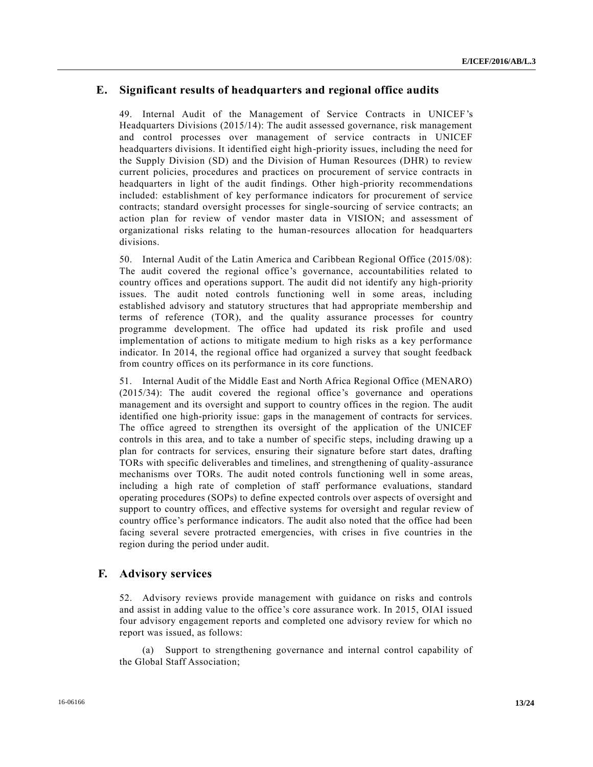## E. Significant results of headquarters and regional office audits

49. Internal Audit of the Management of Service Contracts in UNICEF's Headquarters Divisions (2015/14): The audit assessed governance, risk management and control processes over management of service contracts in UNICEF headquarters divisions. It identified eight high-priority issues, including the need for the Supply Division (SD) and the Division of Human Resources (DHR) to review current policies, procedures and practices on procurement of service contracts in headquarters in light of the audit findings. Other high-priority recommendations included: establishment of key performance indicators for procurement of service contracts; standard oversight processes for single-sourcing of service contracts; an action plan for review of vendor master data in VISION; and assessment of organizational risks relating to the human-resources allocation for headquarters divisions.

50. Internal Audit of the Latin America and Caribbean Regional Office (2015/08): The audit covered the regional office's governance, accountabilities related to country offices and operations support. The audit did not identify any high-priority issues. The audit noted controls functioning well in some areas, including established advisory and statutory structures that had appropriate membership and terms of reference (TOR), and the quality assurance processes for country programme development. The office had updated its risk profile and used implementation of actions to mitigate medium to high risks as a key performance indicator. In 2014, the regional office had organized a survey that sought feedback from country offices on its performance in its core functions.

51. Internal Audit of the Middle East and North Africa Regional Office (MENARO) (2015/34): The audit covered the regional office's governance and operations management and its oversight and support to country offices in the region. The audit identified one high-priority issue: gaps in the management of contracts for services. The office agreed to strengthen its oversight of the application of the UNICEF controls in this area, and to take a number of specific steps, including drawing up a plan for contracts for services, ensuring their signature before start dates, drafting TORs with specific deliverables and timelines, and strengthening of quality-assurance mechanisms over TORs. The audit noted controls functioning well in some areas, including a high rate of completion of staff performance evaluations, standard operating procedures (SOPs) to define expected controls over aspects of oversight and support to country offices, and effective systems for oversight and regular review of country office's performance indicators. The audit also noted that the office had been facing several severe protracted emergencies, with crises in five countries in the region during the period under audit.

## F. Advisory services

52. Advisory reviews provide management with guidance on risks and controls and assist in adding value to the office's core assurance work. In 2015, OIAI issued four advisory engagement reports and completed one advisory review for which no report was issued, as follows:

(a) Support to strengthening governance and internal control capability of the Global Staff Association;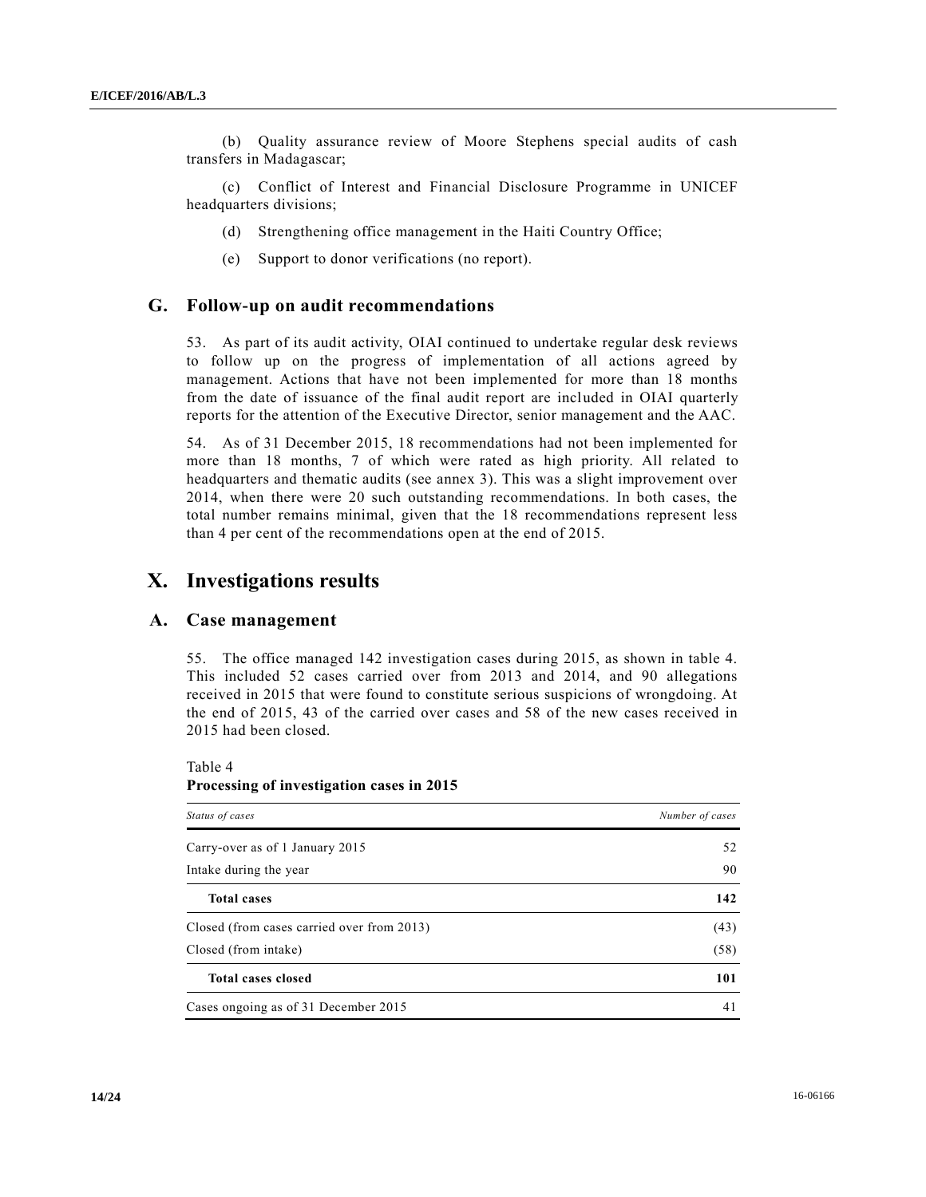(b) Quality assurance review of Moore Stephens special audits of cash transfers in Madagascar;

(c) Conflict of Interest and Financial Disclosure Programme in UNICEF headquarters divisions;

(d) Strengthening office management in the Haiti Country Office;

(e) Support to donor verifications (no report).

## G. Follow-up on audit recommendations

53. As part of its audit activity, OIAI continued to undertake regular desk reviews to follow up on the progress of implementation of all actions agreed by management. Actions that have not been implemented for more than 18 months from the date of issuance of the final audit report are included in OIAI quarterly reports for the attention of the Executive Director, senior management and the AAC.

54. As of 31 December 2015, 18 recommendations had not been implemented for more than 18 months, 7 of which were rated as high priority. All related to headquarters and thematic audits (see annex 3). This was a slight improvement over 2014, when there were 20 such outstanding recommendations. In both cases, the total number remains minimal, given that the 18 recommendations represent less than 4 per cent of the recommendations open at the end of 2015.

# X. Investigations results

## A. Case management

55. The office managed 142 investigation cases during 2015, as shown in table 4. This included 52 cases carried over from 2013 and 2014, and 90 allegations received in 2015 that were found to constitute serious suspicions of wrongdoing. At the end of 2015, 43 of the carried over cases and 58 of the new cases received in 2015 had been closed.

Table 4
**Processing of investigation cases in 2015**

| *Status of cases* | *Number of cases* |
|---|---|
| Carry-over as of 1 January 2015 | 52 |
| Intake during the year | 90 |
| **Total cases** | **142** |
| Closed (from cases carried over from 2013) | (43) |
| Closed (from intake) | (58) |
| **Total cases closed** | **101** |
| Cases ongoing as of 31 December 2015 | 41 |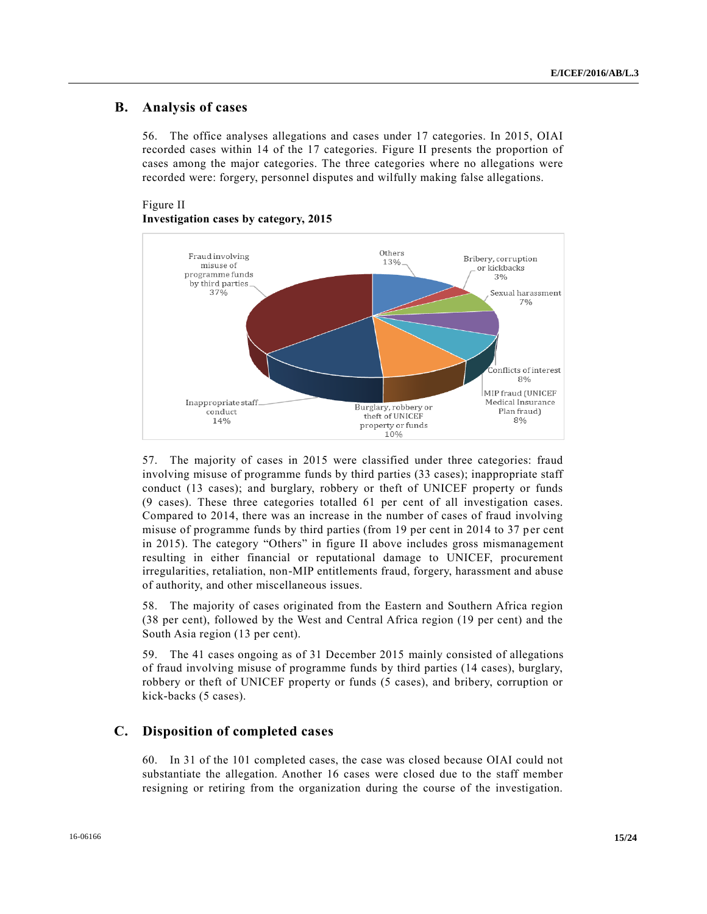## B. Analysis of cases

56. The office analyses allegations and cases under 17 categories. In 2015, OIAI recorded cases within 14 of the 17 categories. Figure II presents the proportion of cases among the major categories. The three categories where no allegations were recorded were: forgery, personnel disputes and wilfully making false allegations.

Figure II
**Investigation cases by category, 2015**

Fraud involving misuse of programme funds by third parties 37%
Others 13%
Bribery, corruption or kickbacks 3%
Sexual harassment 7%
Conflicts of interest 8%
MIP fraud (UNICEF Medical Insurance Plan fraud) 8%
Burglary, robbery or theft of UNICEF property or funds 10%
Inappropriate staff conduct 14%

57. The majority of cases in 2015 were classified under three categories: fraud involving misuse of programme funds by third parties (33 cases); inappropriate staff conduct (13 cases); and burglary, robbery or theft of UNICEF property or funds (9 cases). These three categories totalled 61 per cent of all investigation cases. Compared to 2014, there was an increase in the number of cases of fraud involving misuse of programme funds by third parties (from 19 per cent in 2014 to 37 per cent in 2015). The category "Others" in figure II above includes gross mismanagement resulting in either financial or reputational damage to UNICEF, procurement irregularities, retaliation, non-MIP entitlements fraud, forgery, harassment and abuse of authority, and other miscellaneous issues.

58. The majority of cases originated from the Eastern and Southern Africa region (38 per cent), followed by the West and Central Africa region (19 per cent) and the South Asia region (13 per cent).

59. The 41 cases ongoing as of 31 December 2015 mainly consisted of allegations of fraud involving misuse of programme funds by third parties (14 cases), burglary, robbery or theft of UNICEF property or funds (5 cases), and bribery, corruption or kick-backs (5 cases).

## C. Disposition of completed cases

60. In 31 of the 101 completed cases, the case was closed because OIAI could not substantiate the allegation. Another 16 cases were closed due to the staff member resigning or retiring from the organization during the course of the investigation.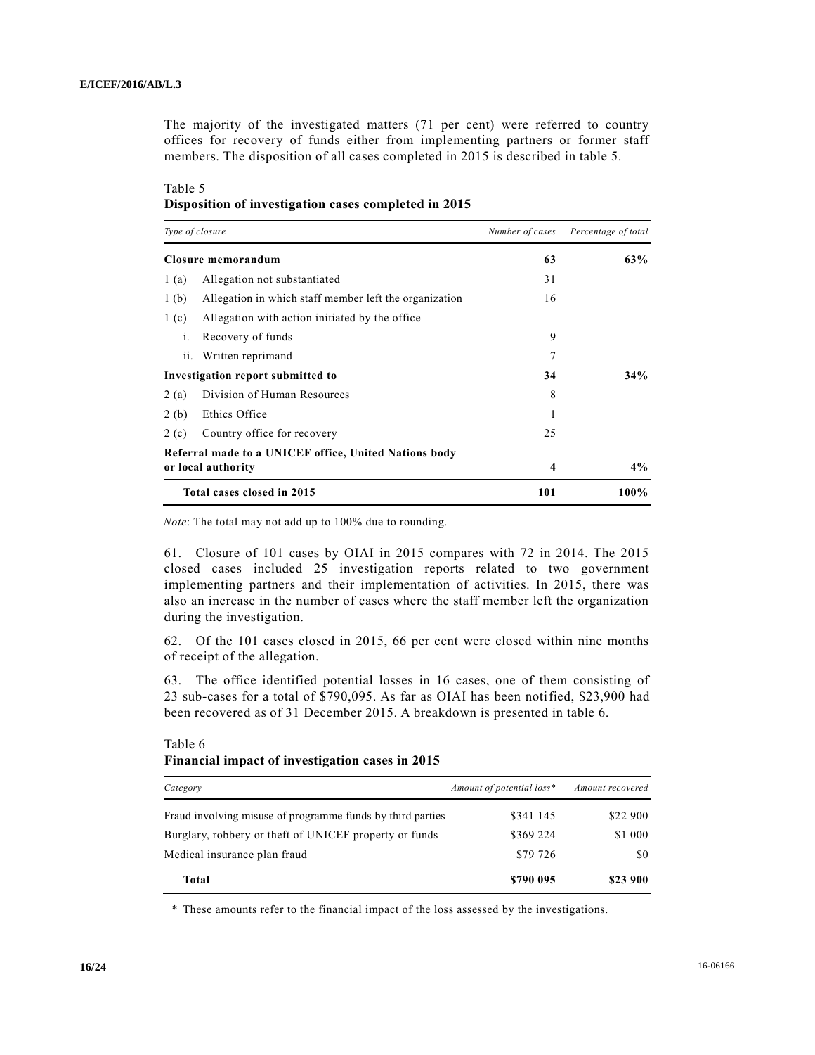The majority of the investigated matters (71 per cent) were referred to country offices for recovery of funds either from implementing partners or former staff members. The disposition of all cases completed in 2015 is described in table 5.

Table 5
**Disposition of investigation cases completed in 2015**

| *Type of closure* | | *Number of cases* | *Percentage of total* |
|---|---|---|---|
| **Closure memorandum** | | **63** | **63%** |
| 1 (a) | Allegation not substantiated | 31 | |
| 1 (b) | Allegation in which staff member left the organization | 16 | |
| 1 (c) | Allegation with action initiated by the office | | |
| i. | Recovery of funds | 9 | |
| ii. | Written reprimand | 7 | |
| **Investigation report submitted to** | | **34** | **34%** |
| 2 (a) | Division of Human Resources | 8 | |
| 2 (b) | Ethics Office | 1 | |
| 2 (c) | Country office for recovery | 25 | |
| **Referral made to a UNICEF office, United Nations body or local authority** | | **4** | **4%** |
| **Total cases closed in 2015** | | **101** | **100%** |

*Note*: The total may not add up to 100% due to rounding.

61. Closure of 101 cases by OIAI in 2015 compares with 72 in 2014. The 2015 closed cases included 25 investigation reports related to two government implementing partners and their implementation of activities. In 2015, there was also an increase in the number of cases where the staff member left the organization during the investigation.

62. Of the 101 cases closed in 2015, 66 per cent were closed within nine months of receipt of the allegation.

63. The office identified potential losses in 16 cases, one of them consisting of 23 sub-cases for a total of $790,095. As far as OIAI has been notified, $23,900 had been recovered as of 31 December 2015. A breakdown is presented in table 6.

Table 6
**Financial impact of investigation cases in 2015**

| *Category* | *Amount of potential loss\** | *Amount recovered* |
|---|---|---|
| Fraud involving misuse of programme funds by third parties | $341 145 | $22 900 |
| Burglary, robbery or theft of UNICEF property or funds | $369 224 | $1 000 |
| Medical insurance plan fraud | $79 726 | $0 |
| **Total** | **$790 095** | **$23 900** |

\* These amounts refer to the financial impact of the loss assessed by the investigations.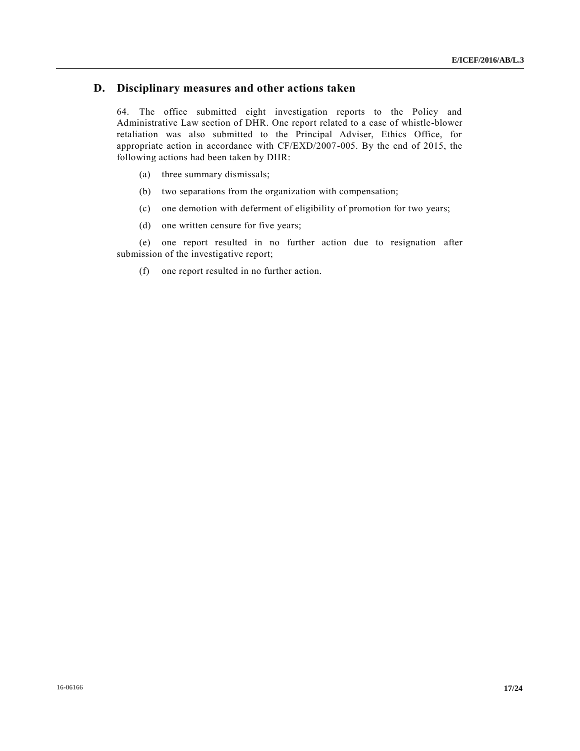## D. Disciplinary measures and other actions taken

64. The office submitted eight investigation reports to the Policy and Administrative Law section of DHR. One report related to a case of whistle-blower retaliation was also submitted to the Principal Adviser, Ethics Office, for appropriate action in accordance with CF/EXD/2007-005. By the end of 2015, the following actions had been taken by DHR:

(a) three summary dismissals;

(b) two separations from the organization with compensation;

(c) one demotion with deferment of eligibility of promotion for two years;

(d) one written censure for five years;

(e) one report resulted in no further action due to resignation after submission of the investigative report;

(f) one report resulted in no further action.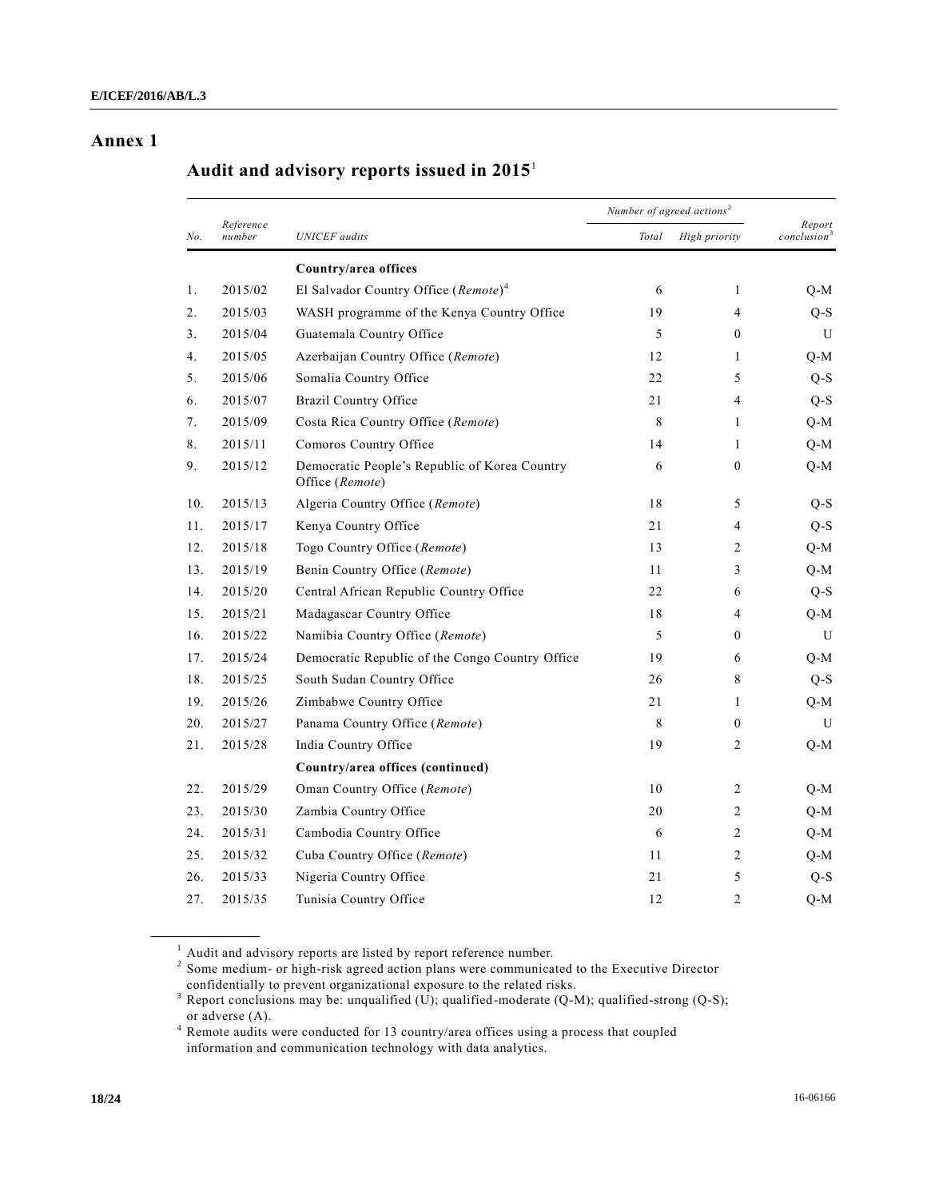# Annex 1

## Audit and advisory reports issued in 2015[1]

| No. | Reference number | UNICEF audits | Number of agreed actions[2] | | Report conclusion[3] |
|---|---|---|---|---|---|
| | | | Total | High priority | |
| | | **Country/area offices** | | | |
| 1. | 2015/02 | El Salvador Country Office (*Remote*)[4] | 6 | 1 | Q-M |
| 2. | 2015/03 | WASH programme of the Kenya Country Office | 19 | 4 | Q-S |
| 3. | 2015/04 | Guatemala Country Office | 5 | 0 | U |
| 4. | 2015/05 | Azerbaijan Country Office (*Remote*) | 12 | 1 | Q-M |
| 5. | 2015/06 | Somalia Country Office | 22 | 5 | Q-S |
| 6. | 2015/07 | Brazil Country Office | 21 | 4 | Q-S |
| 7. | 2015/09 | Costa Rica Country Office (*Remote*) | 8 | 1 | Q-M |
| 8. | 2015/11 | Comoros Country Office | 14 | 1 | Q-M |
| 9. | 2015/12 | Democratic People's Republic of Korea Country Office (*Remote*) | 6 | 0 | Q-M |
| 10. | 2015/13 | Algeria Country Office (*Remote*) | 18 | 5 | Q-S |
| 11. | 2015/17 | Kenya Country Office | 21 | 4 | Q-S |
| 12. | 2015/18 | Togo Country Office (*Remote*) | 13 | 2 | Q-M |
| 13. | 2015/19 | Benin Country Office (*Remote*) | 11 | 3 | Q-M |
| 14. | 2015/20 | Central African Republic Country Office | 22 | 6 | Q-S |
| 15. | 2015/21 | Madagascar Country Office | 18 | 4 | Q-M |
| 16. | 2015/22 | Namibia Country Office (*Remote*) | 5 | 0 | U |
| 17. | 2015/24 | Democratic Republic of the Congo Country Office | 19 | 6 | Q-M |
| 18. | 2015/25 | South Sudan Country Office | 26 | 8 | Q-S |
| 19. | 2015/26 | Zimbabwe Country Office | 21 | 1 | Q-M |
| 20. | 2015/27 | Panama Country Office (*Remote*) | 8 | 0 | U |
| 21. | 2015/28 | India Country Office | 19 | 2 | Q-M |
| | | **Country/area offices (continued)** | | | |
| 22. | 2015/29 | Oman Country Office (*Remote*) | 10 | 2 | Q-M |
| 23. | 2015/30 | Zambia Country Office | 20 | 2 | Q-M |
| 24. | 2015/31 | Cambodia Country Office | 6 | 2 | Q-M |
| 25. | 2015/32 | Cuba Country Office (*Remote*) | 11 | 2 | Q-M |
| 26. | 2015/33 | Nigeria Country Office | 21 | 5 | Q-S |
| 27. | 2015/35 | Tunisia Country Office | 12 | 2 | Q-M |

[1] Audit and advisory reports are listed by report reference number.

[2] Some medium- or high-risk agreed action plans were communicated to the Executive Director confidentially to prevent organizational exposure to the related risks.

[3] Report conclusions may be: unqualified (U); qualified-moderate (Q-M); qualified-strong (Q-S); or adverse (A).

[4] Remote audits were conducted for 13 country/area offices using a process that coupled information and communication technology with data analytics.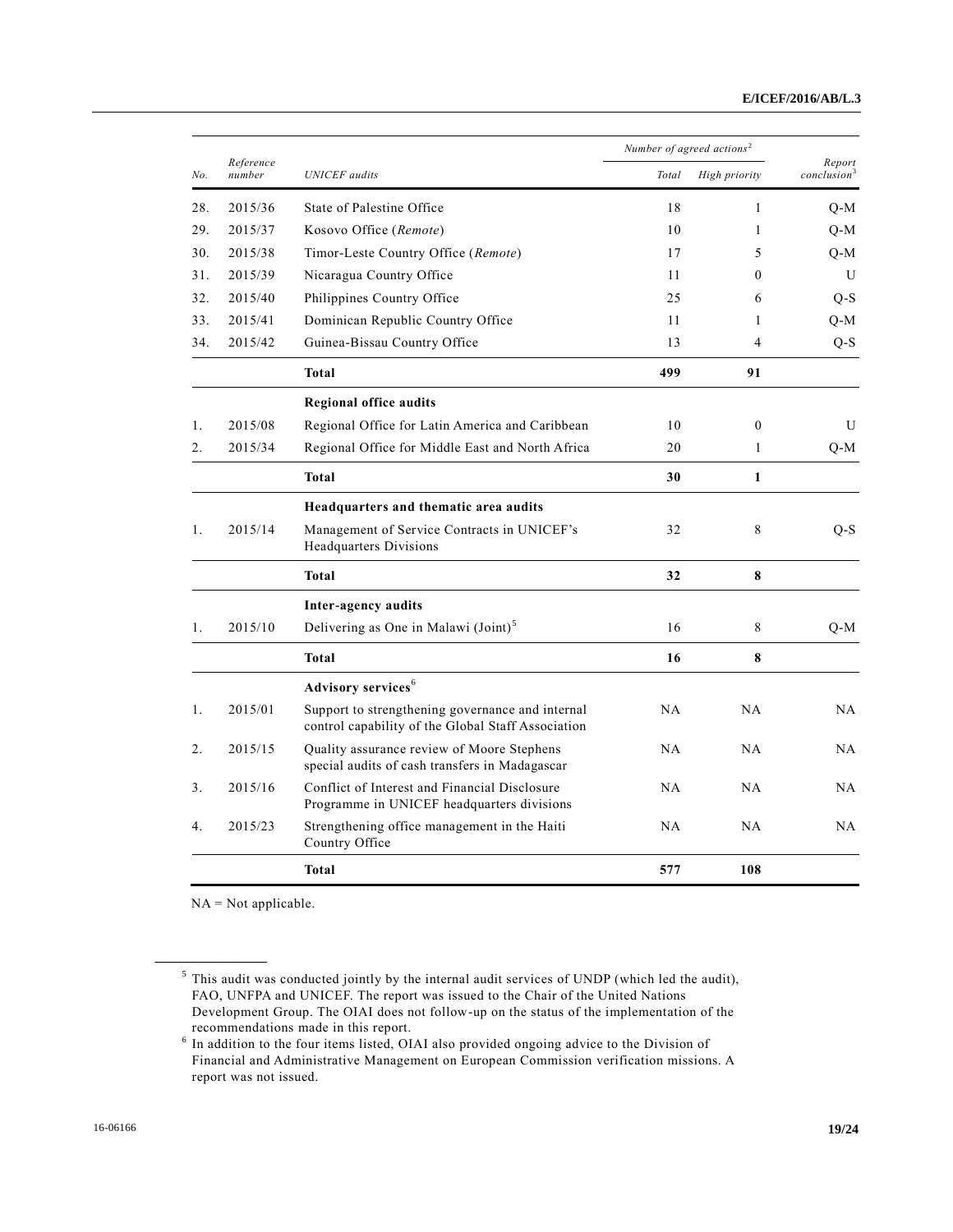| No. | Reference number | UNICEF audits | Number of agreed actions[2] | | Report conclusion[3] |
|---|---|---|---|---|---|
| | | | Total | High priority | |
| 28. | 2015/36 | State of Palestine Office | 18 | 1 | Q-M |
| 29. | 2015/37 | Kosovo Office (*Remote*) | 10 | 1 | Q-M |
| 30. | 2015/38 | Timor-Leste Country Office (*Remote*) | 17 | 5 | Q-M |
| 31. | 2015/39 | Nicaragua Country Office | 11 | 0 | U |
| 32. | 2015/40 | Philippines Country Office | 25 | 6 | Q-S |
| 33. | 2015/41 | Dominican Republic Country Office | 11 | 1 | Q-M |
| 34. | 2015/42 | Guinea-Bissau Country Office | 13 | 4 | Q-S |
| | | **Total** | **499** | **91** | |
| | | **Regional office audits** | | | |
| 1. | 2015/08 | Regional Office for Latin America and Caribbean | 10 | 0 | U |
| 2. | 2015/34 | Regional Office for Middle East and North Africa | 20 | 1 | Q-M |
| | | **Total** | **30** | **1** | |
| | | **Headquarters and thematic area audits** | | | |
| 1. | 2015/14 | Management of Service Contracts in UNICEF's Headquarters Divisions | 32 | 8 | Q-S |
| | | **Total** | **32** | **8** | |
| | | **Inter-agency audits** | | | |
| 1. | 2015/10 | Delivering as One in Malawi (Joint)[5] | 16 | 8 | Q-M |
| | | **Total** | **16** | **8** | |
| | | **Advisory services**[6] | | | |
| 1. | 2015/01 | Support to strengthening governance and internal control capability of the Global Staff Association | NA | NA | NA |
| 2. | 2015/15 | Quality assurance review of Moore Stephens special audits of cash transfers in Madagascar | NA | NA | NA |
| 3. | 2015/16 | Conflict of Interest and Financial Disclosure Programme in UNICEF headquarters divisions | NA | NA | NA |
| 4. | 2015/23 | Strengthening office management in the Haiti Country Office | NA | NA | NA |
| | | **Total** | **577** | **108** | |

NA = Not applicable.

---

[5] This audit was conducted jointly by the internal audit services of UNDP (which led the audit), FAO, UNFPA and UNICEF. The report was issued to the Chair of the United Nations Development Group. The OIAI does not follow-up on the status of the implementation of the recommendations made in this report.

[6] In addition to the four items listed, OIAI also provided ongoing advice to the Division of Financial and Administrative Management on European Commission verification missions. A report was not issued.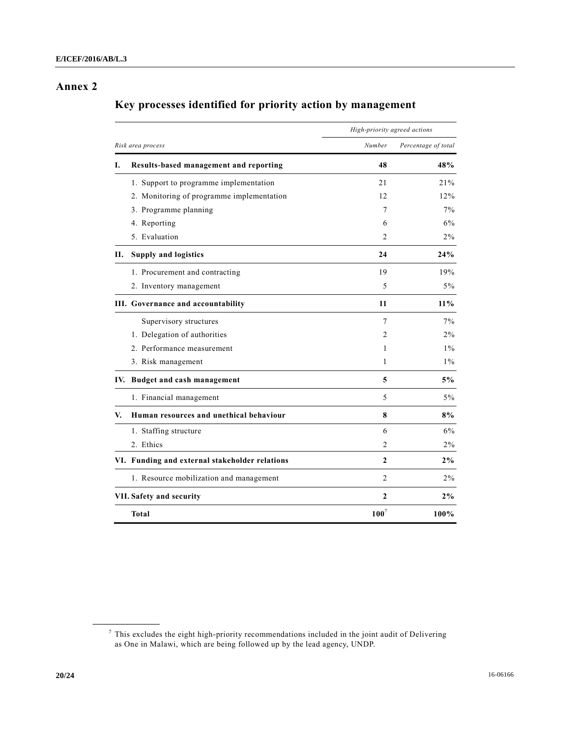## Annex 2

### Key processes identified for priority action by management

| *Risk area process* | *High-priority agreed actions* | |
|---|---|---|
| | *Number* | *Percentage of total* |
| **I. Results-based management and reporting** | **48** | **48%** |
| 1. Support to programme implementation | 21 | 21% |
| 2. Monitoring of programme implementation | 12 | 12% |
| 3. Programme planning | 7 | 7% |
| 4. Reporting | 6 | 6% |
| 5. Evaluation | 2 | 2% |
| **II. Supply and logistics** | **24** | **24%** |
| 1. Procurement and contracting | 19 | 19% |
| 2. Inventory management | 5 | 5% |
| **III. Governance and accountability** | **11** | **11%** |
| Supervisory structures | 7 | 7% |
| 1. Delegation of authorities | 2 | 2% |
| 2. Performance measurement | 1 | 1% |
| 3. Risk management | 1 | 1% |
| **IV. Budget and cash management** | **5** | **5%** |
| 1. Financial management | 5 | 5% |
| **V. Human resources and unethical behaviour** | **8** | **8%** |
| 1. Staffing structure | 6 | 6% |
| 2. Ethics | 2 | 2% |
| **VI. Funding and external stakeholder relations** | **2** | **2%** |
| 1. Resource mobilization and management | 2 | 2% |
| **VII. Safety and security** | **2** | **2%** |
| **Total** | **100**[7] | **100%** |

[7] This excludes the eight high-priority recommendations included in the joint audit of Delivering as One in Malawi, which are being followed up by the lead agency, UNDP.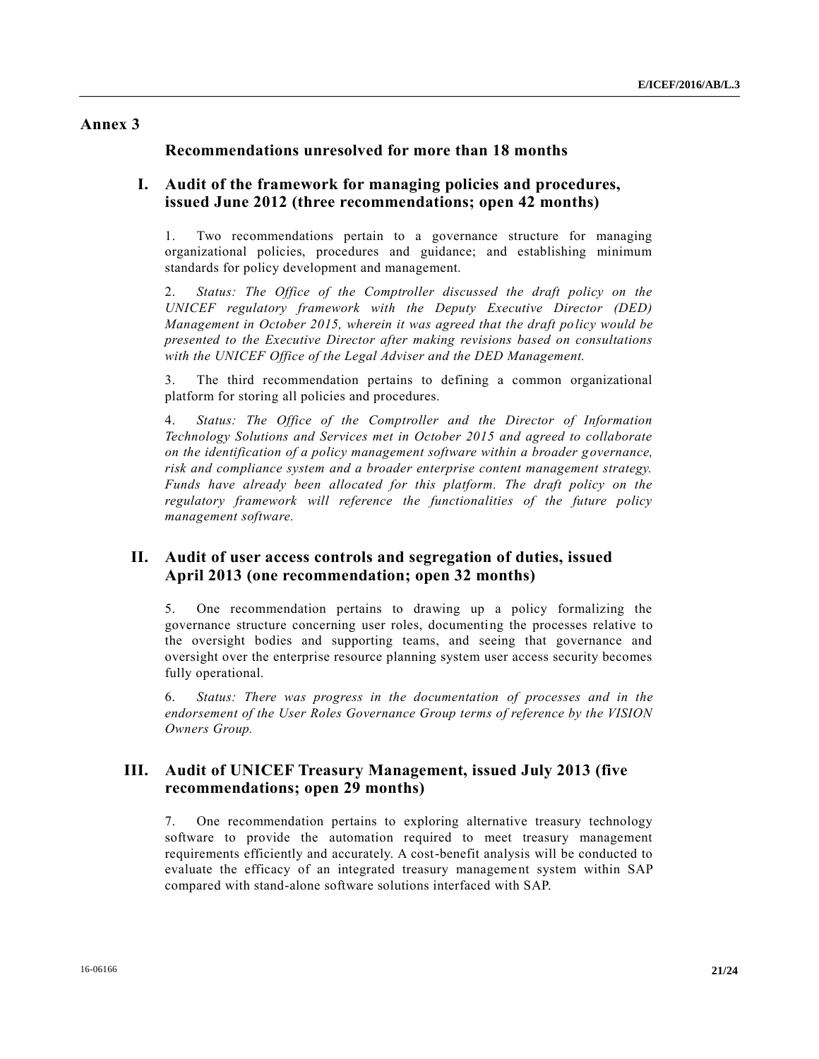# Annex 3

## Recommendations unresolved for more than 18 months

### I. Audit of the framework for managing policies and procedures, issued June 2012 (three recommendations; open 42 months)

1. Two recommendations pertain to a governance structure for managing organizational policies, procedures and guidance; and establishing minimum standards for policy development and management.

2. *Status: The Office of the Comptroller discussed the draft policy on the UNICEF regulatory framework with the Deputy Executive Director (DED) Management in October 2015, wherein it was agreed that the draft policy would be presented to the Executive Director after making revisions based on consultations with the UNICEF Office of the Legal Adviser and the DED Management.*

3. The third recommendation pertains to defining a common organizational platform for storing all policies and procedures.

4. *Status: The Office of the Comptroller and the Director of Information Technology Solutions and Services met in October 2015 and agreed to collaborate on the identification of a policy management software within a broader governance, risk and compliance system and a broader enterprise content management strategy. Funds have already been allocated for this platform. The draft policy on the regulatory framework will reference the functionalities of the future policy management software.*

### II. Audit of user access controls and segregation of duties, issued April 2013 (one recommendation; open 32 months)

5. One recommendation pertains to drawing up a policy formalizing the governance structure concerning user roles, documenting the processes relative to the oversight bodies and supporting teams, and seeing that governance and oversight over the enterprise resource planning system user access security becomes fully operational.

6. *Status: There was progress in the documentation of processes and in the endorsement of the User Roles Governance Group terms of reference by the VISION Owners Group.*

### III. Audit of UNICEF Treasury Management, issued July 2013 (five recommendations; open 29 months)

7. One recommendation pertains to exploring alternative treasury technology software to provide the automation required to meet treasury management requirements efficiently and accurately. A cost-benefit analysis will be conducted to evaluate the efficacy of an integrated treasury management system within SAP compared with stand-alone software solutions interfaced with SAP.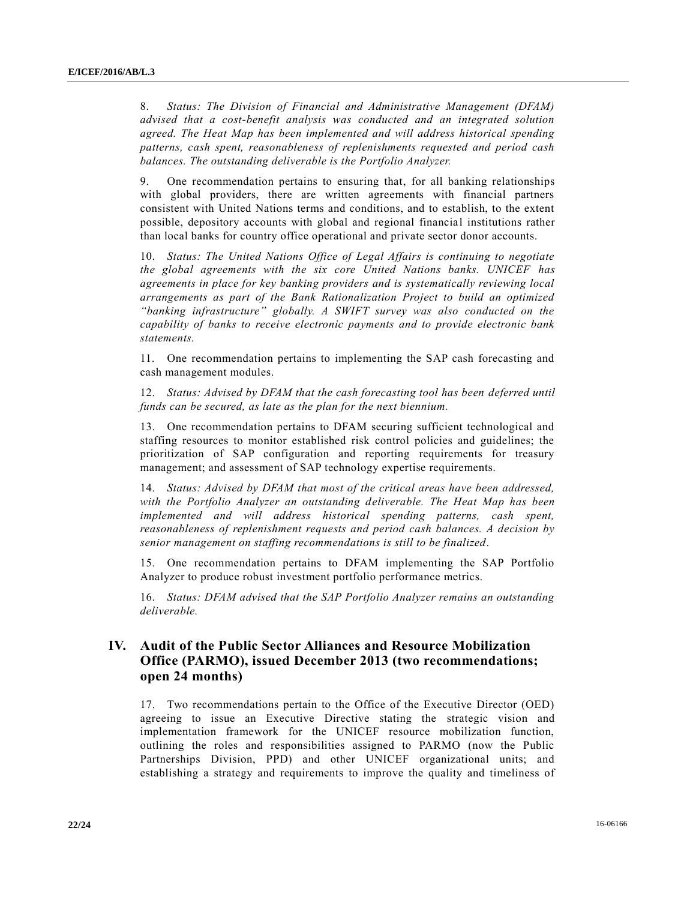8. *Status: The Division of Financial and Administrative Management (DFAM) advised that a cost-benefit analysis was conducted and an integrated solution agreed. The Heat Map has been implemented and will address historical spending patterns, cash spent, reasonableness of replenishments requested and period cash balances. The outstanding deliverable is the Portfolio Analyzer.*

9. One recommendation pertains to ensuring that, for all banking relationships with global providers, there are written agreements with financial partners consistent with United Nations terms and conditions, and to establish, to the extent possible, depository accounts with global and regional financial institutions rather than local banks for country office operational and private sector donor accounts.

10. *Status: The United Nations Office of Legal Affairs is continuing to negotiate the global agreements with the six core United Nations banks. UNICEF has agreements in place for key banking providers and is systematically reviewing local arrangements as part of the Bank Rationalization Project to build an optimized "banking infrastructure" globally. A SWIFT survey was also conducted on the capability of banks to receive electronic payments and to provide electronic bank statements.*

11. One recommendation pertains to implementing the SAP cash forecasting and cash management modules.

12. *Status: Advised by DFAM that the cash forecasting tool has been deferred until funds can be secured, as late as the plan for the next biennium.*

13. One recommendation pertains to DFAM securing sufficient technological and staffing resources to monitor established risk control policies and guidelines; the prioritization of SAP configuration and reporting requirements for treasury management; and assessment of SAP technology expertise requirements.

14. *Status: Advised by DFAM that most of the critical areas have been addressed, with the Portfolio Analyzer an outstanding deliverable. The Heat Map has been implemented and will address historical spending patterns, cash spent, reasonableness of replenishment requests and period cash balances. A decision by senior management on staffing recommendations is still to be finalized.*

15. One recommendation pertains to DFAM implementing the SAP Portfolio Analyzer to produce robust investment portfolio performance metrics.

16. *Status: DFAM advised that the SAP Portfolio Analyzer remains an outstanding deliverable.*

## IV. Audit of the Public Sector Alliances and Resource Mobilization Office (PARMO), issued December 2013 (two recommendations; open 24 months)

17. Two recommendations pertain to the Office of the Executive Director (OED) agreeing to issue an Executive Directive stating the strategic vision and implementation framework for the UNICEF resource mobilization function, outlining the roles and responsibilities assigned to PARMO (now the Public Partnerships Division, PPD) and other UNICEF organizational units; and establishing a strategy and requirements to improve the quality and timeliness of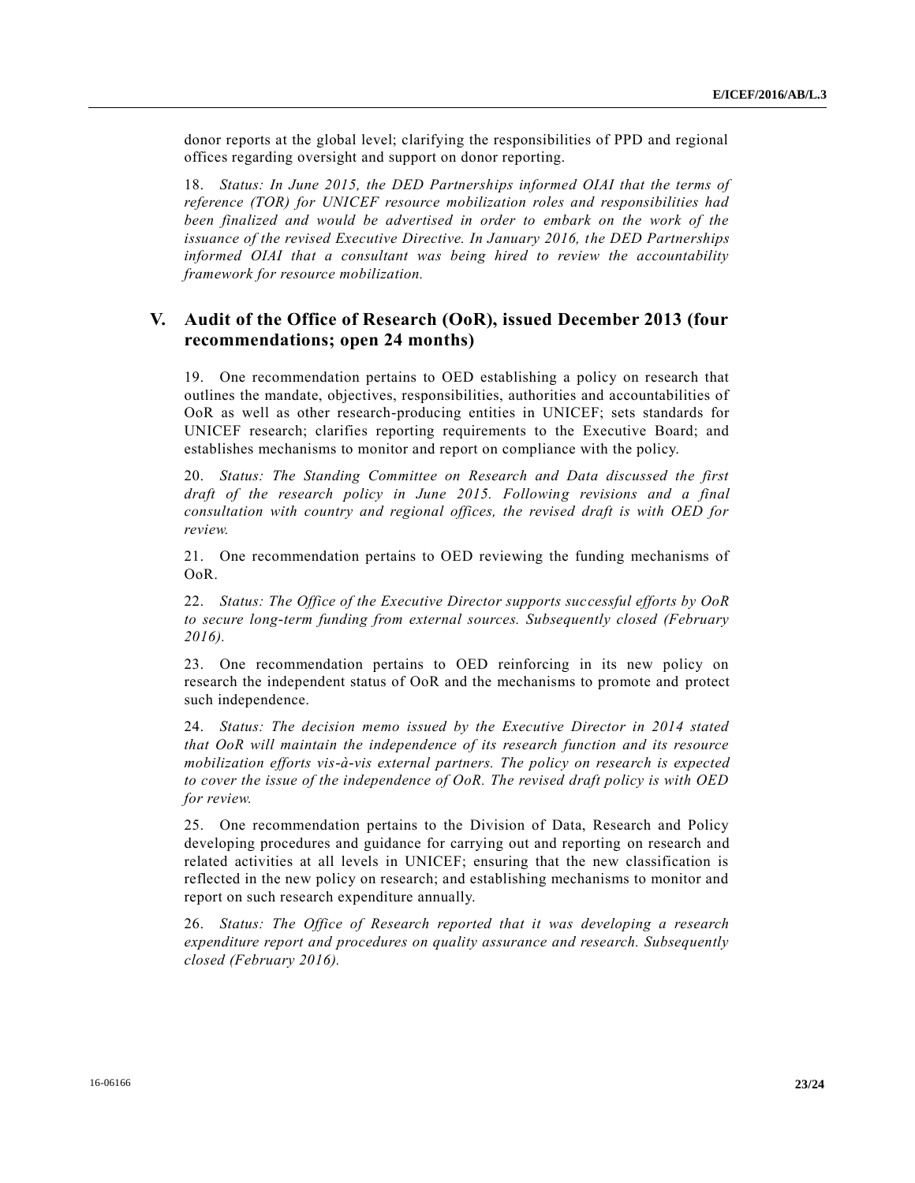donor reports at the global level; clarifying the responsibilities of PPD and regional offices regarding oversight and support on donor reporting.

18. *Status: In June 2015, the DED Partnerships informed OIAI that the terms of reference (TOR) for UNICEF resource mobilization roles and responsibilities had been finalized and would be advertised in order to embark on the work of the issuance of the revised Executive Directive. In January 2016, the DED Partnerships informed OIAI that a consultant was being hired to review the accountability framework for resource mobilization.*

## V. Audit of the Office of Research (OoR), issued December 2013 (four recommendations; open 24 months)

19. One recommendation pertains to OED establishing a policy on research that outlines the mandate, objectives, responsibilities, authorities and accountabilities of OoR as well as other research-producing entities in UNICEF; sets standards for UNICEF research; clarifies reporting requirements to the Executive Board; and establishes mechanisms to monitor and report on compliance with the policy.

20. *Status: The Standing Committee on Research and Data discussed the first draft of the research policy in June 2015. Following revisions and a final consultation with country and regional offices, the revised draft is with OED for review.*

21. One recommendation pertains to OED reviewing the funding mechanisms of OoR.

22. *Status: The Office of the Executive Director supports successful efforts by OoR to secure long-term funding from external sources. Subsequently closed (February 2016).*

23. One recommendation pertains to OED reinforcing in its new policy on research the independent status of OoR and the mechanisms to promote and protect such independence.

24. *Status: The decision memo issued by the Executive Director in 2014 stated that OoR will maintain the independence of its research function and its resource mobilization efforts vis-à-vis external partners. The policy on research is expected to cover the issue of the independence of OoR. The revised draft policy is with OED for review.*

25. One recommendation pertains to the Division of Data, Research and Policy developing procedures and guidance for carrying out and reporting on research and related activities at all levels in UNICEF; ensuring that the new classification is reflected in the new policy on research; and establishing mechanisms to monitor and report on such research expenditure annually.

26. *Status: The Office of Research reported that it was developing a research expenditure report and procedures on quality assurance and research. Subsequently closed (February 2016).*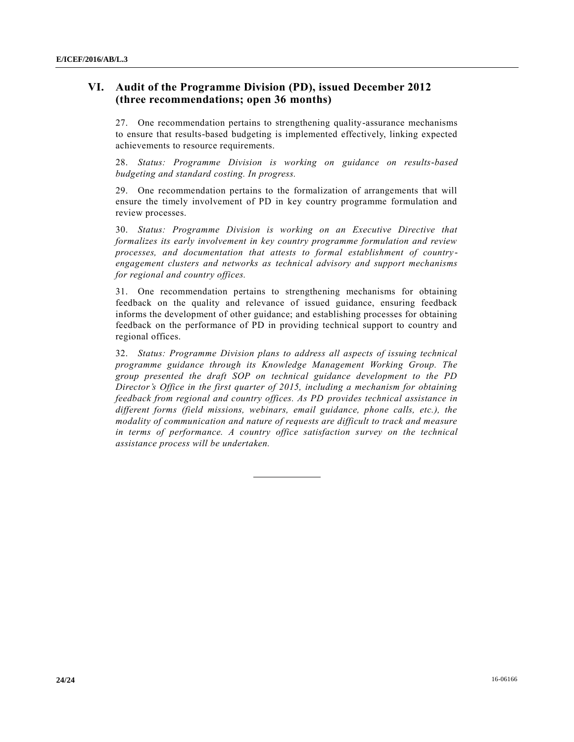## VI. Audit of the Programme Division (PD), issued December 2012 (three recommendations; open 36 months)

27. One recommendation pertains to strengthening quality-assurance mechanisms to ensure that results-based budgeting is implemented effectively, linking expected achievements to resource requirements.

28. *Status: Programme Division is working on guidance on results-based budgeting and standard costing. In progress.*

29. One recommendation pertains to the formalization of arrangements that will ensure the timely involvement of PD in key country programme formulation and review processes.

30. *Status: Programme Division is working on an Executive Directive that formalizes its early involvement in key country programme formulation and review processes, and documentation that attests to formal establishment of country-engagement clusters and networks as technical advisory and support mechanisms for regional and country offices.*

31. One recommendation pertains to strengthening mechanisms for obtaining feedback on the quality and relevance of issued guidance, ensuring feedback informs the development of other guidance; and establishing processes for obtaining feedback on the performance of PD in providing technical support to country and regional offices.

32. *Status: Programme Division plans to address all aspects of issuing technical programme guidance through its Knowledge Management Working Group. The group presented the draft SOP on technical guidance development to the PD Director's Office in the first quarter of 2015, including a mechanism for obtaining feedback from regional and country offices. As PD provides technical assistance in different forms (field missions, webinars, email guidance, phone calls, etc.), the modality of communication and nature of requests are difficult to track and measure in terms of performance. A country office satisfaction survey on the technical assistance process will be undertaken.*